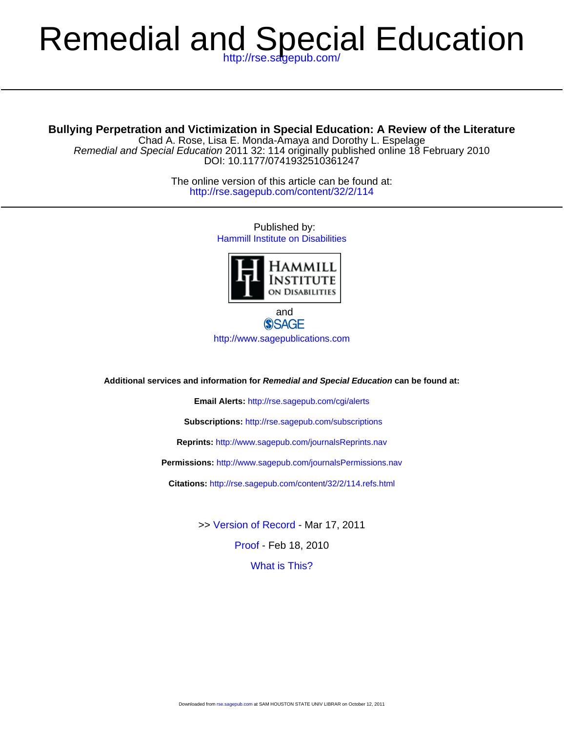# Remedial and Special Education

http://rse.sagepub.com/

**Bullying Perpetration and Victimization in Special Education: A Review of the Literature**

Chad A. Rose, Lisa E. Monda-Amaya and Dorothy L. Espelage

*Remedial and Special Education* 2011 32: 114 originally published online 18 February 2010

DOI: 10.1177/0741932510361247

The online version of this article can be found at:

http://rse.sagepub.com/content/32/2/114

Published by:

Hammill Institute on Disabilities

and

SAGE

http://www.sagepublications.com

**Additional services and information for *Remedial and Special Education* can be found at:**

**Email Alerts:** http://rse.sagepub.com/cgi/alerts

**Subscriptions:** http://rse.sagepub.com/subscriptions

**Reprints:** http://www.sagepub.com/journalsReprints.nav

**Permissions:** http://www.sagepub.com/journalsPermissions.nav

**Citations:** http://rse.sagepub.com/content/32/2/114.refs.html

>> Version of Record - Mar 17, 2011

Proof - Feb 18, 2010

What is This?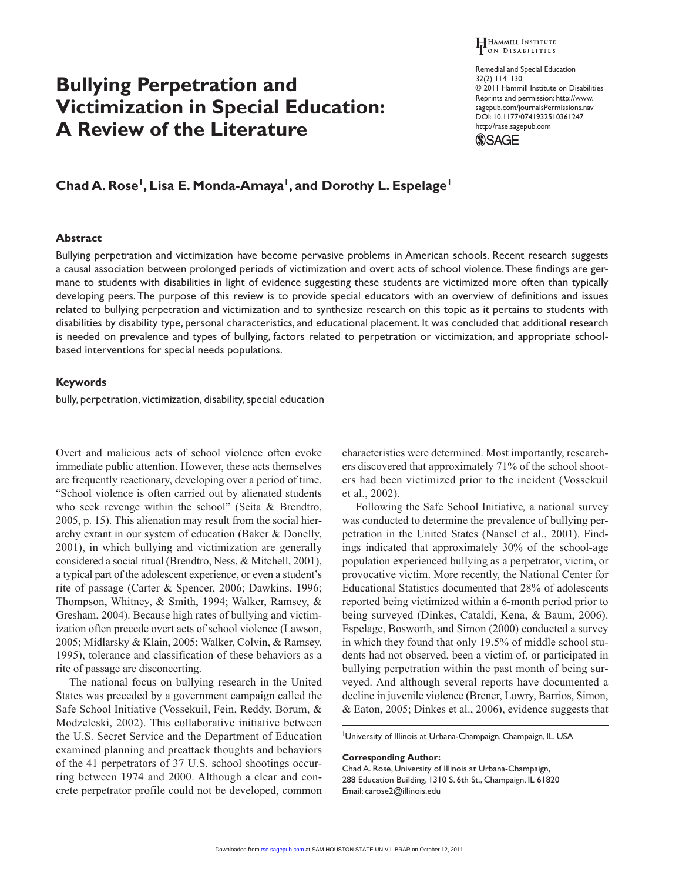# Bullying Perpetration and Victimization in Special Education: A Review of the Literature

**Chad A. Rose[1], Lisa E. Monda-Amaya[1], and Dorothy L. Espelage[1]**

## Abstract

Bullying perpetration and victimization have become pervasive problems in American schools. Recent research suggests a causal association between prolonged periods of victimization and overt acts of school violence. These findings are germane to students with disabilities in light of evidence suggesting these students are victimized more often than typically developing peers. The purpose of this review is to provide special educators with an overview of definitions and issues related to bullying perpetration and victimization and to synthesize research on this topic as it pertains to students with disabilities by disability type, personal characteristics, and educational placement. It was concluded that additional research is needed on prevalence and types of bullying, factors related to perpetration or victimization, and appropriate school-based interventions for special needs populations.

## Keywords

bully, perpetration, victimization, disability, special education

Overt and malicious acts of school violence often evoke immediate public attention. However, these acts themselves are frequently reactionary, developing over a period of time. "School violence is often carried out by alienated students who seek revenge within the school" (Seita & Brendtro, 2005, p. 15). This alienation may result from the social hierarchy extant in our system of education (Baker & Donelly, 2001), in which bullying and victimization are generally considered a social ritual (Brendtro, Ness, & Mitchell, 2001), a typical part of the adolescent experience, or even a student's rite of passage (Carter & Spencer, 2006; Dawkins, 1996; Thompson, Whitney, & Smith, 1994; Walker, Ramsey, & Gresham, 2004). Because high rates of bullying and victimization often precede overt acts of school violence (Lawson, 2005; Midlarsky & Klain, 2005; Walker, Colvin, & Ramsey, 1995), tolerance and classification of these behaviors as a rite of passage are disconcerting.

The national focus on bullying research in the United States was preceded by a government campaign called the Safe School Initiative (Vossekuil, Fein, Reddy, Borum, & Modzeleski, 2002). This collaborative initiative between the U.S. Secret Service and the Department of Education examined planning and preattack thoughts and behaviors of the 41 perpetrators of 37 U.S. school shootings occurring between 1974 and 2000. Although a clear and concrete perpetrator profile could not be developed, common characteristics were determined. Most importantly, researchers discovered that approximately 71% of the school shooters had been victimized prior to the incident (Vossekuil et al., 2002).

Following the Safe School Initiative*,* a national survey was conducted to determine the prevalence of bullying perpetration in the United States (Nansel et al., 2001). Findings indicated that approximately 30% of the school-age population experienced bullying as a perpetrator, victim, or provocative victim. More recently, the National Center for Educational Statistics documented that 28% of adolescents reported being victimized within a 6-month period prior to being surveyed (Dinkes, Cataldi, Kena, & Baum, 2006). Espelage, Bosworth, and Simon (2000) conducted a survey in which they found that only 19.5% of middle school students had not observed, been a victim of, or participated in bullying perpetration within the past month of being surveyed. And although several reports have documented a decline in juvenile violence (Brener, Lowry, Barrios, Simon, & Eaton, 2005; Dinkes et al., 2006), evidence suggests that

[1]University of Illinois at Urbana-Champaign, Champaign, IL, USA

**Corresponding Author:**
Chad A. Rose, University of Illinois at Urbana-Champaign, 288 Education Building, 1310 S. 6th St., Champaign, IL 61820
Email: carose2@illinois.edu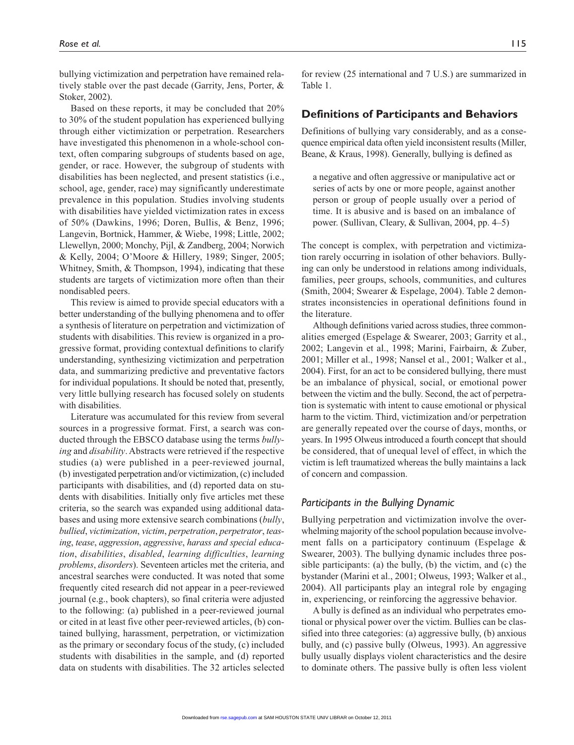bullying victimization and perpetration have remained relatively stable over the past decade (Garrity, Jens, Porter, & Stoker, 2002).

Based on these reports, it may be concluded that 20% to 30% of the student population has experienced bullying through either victimization or perpetration. Researchers have investigated this phenomenon in a whole-school context, often comparing subgroups of students based on age, gender, or race. However, the subgroup of students with disabilities has been neglected, and present statistics (i.e., school, age, gender, race) may significantly underestimate prevalence in this population. Studies involving students with disabilities have yielded victimization rates in excess of 50% (Dawkins, 1996; Doren, Bullis, & Benz, 1996; Langevin, Bortnick, Hammer, & Wiebe, 1998; Little, 2002; Llewellyn, 2000; Monchy, Pijl, & Zandberg, 2004; Norwich & Kelly, 2004; O'Moore & Hillery, 1989; Singer, 2005; Whitney, Smith, & Thompson, 1994), indicating that these students are targets of victimization more often than their nondisabled peers.

This review is aimed to provide special educators with a better understanding of the bullying phenomena and to offer a synthesis of literature on perpetration and victimization of students with disabilities. This review is organized in a progressive format, providing contextual definitions to clarify understanding, synthesizing victimization and perpetration data, and summarizing predictive and preventative factors for individual populations. It should be noted that, presently, very little bullying research has focused solely on students with disabilities.

Literature was accumulated for this review from several sources in a progressive format. First, a search was conducted through the EBSCO database using the terms *bullying* and *disability*. Abstracts were retrieved if the respective studies (a) were published in a peer-reviewed journal, (b) investigated perpetration and/or victimization, (c) included participants with disabilities, and (d) reported data on students with disabilities. Initially only five articles met these criteria, so the search was expanded using additional databases and using more extensive search combinations (*bully*, *bullied*, *victimization*, *victim*, *perpetration*, *perpetrator*, *teasing*, *tease*, *aggression*, *aggressive*, *harass and special education*, *disabilities*, *disabled*, *learning difficulties*, *learning problems*, *disorders*). Seventeen articles met the criteria, and ancestral searches were conducted. It was noted that some frequently cited research did not appear in a peer-reviewed journal (e.g., book chapters), so final criteria were adjusted to the following: (a) published in a peer-reviewed journal or cited in at least five other peer-reviewed articles, (b) contained bullying, harassment, perpetration, or victimization as the primary or secondary focus of the study, (c) included students with disabilities in the sample, and (d) reported data on students with disabilities. The 32 articles selected for review (25 international and 7 U.S.) are summarized in Table 1.

## Definitions of Participants and Behaviors

Definitions of bullying vary considerably, and as a consequence empirical data often yield inconsistent results (Miller, Beane, & Kraus, 1998). Generally, bullying is defined as

> a negative and often aggressive or manipulative act or series of acts by one or more people, against another person or group of people usually over a period of time. It is abusive and is based on an imbalance of power. (Sullivan, Cleary, & Sullivan, 2004, pp. 4–5)

The concept is complex, with perpetration and victimization rarely occurring in isolation of other behaviors. Bullying can only be understood in relations among individuals, families, peer groups, schools, communities, and cultures (Smith, 2004; Swearer & Espelage, 2004). Table 2 demonstrates inconsistencies in operational definitions found in the literature.

Although definitions varied across studies, three commonalities emerged (Espelage & Swearer, 2003; Garrity et al., 2002; Langevin et al., 1998; Marini, Fairbairn, & Zuber, 2001; Miller et al., 1998; Nansel et al., 2001; Walker et al., 2004). First, for an act to be considered bullying, there must be an imbalance of physical, social, or emotional power between the victim and the bully. Second, the act of perpetration is systematic with intent to cause emotional or physical harm to the victim. Third, victimization and/or perpetration are generally repeated over the course of days, months, or years. In 1995 Olweus introduced a fourth concept that should be considered, that of unequal level of effect, in which the victim is left traumatized whereas the bully maintains a lack of concern and compassion.

### *Participants in the Bullying Dynamic*

Bullying perpetration and victimization involve the overwhelming majority of the school population because involvement falls on a participatory continuum (Espelage & Swearer, 2003). The bullying dynamic includes three possible participants: (a) the bully, (b) the victim, and (c) the bystander (Marini et al., 2001; Olweus, 1993; Walker et al., 2004). All participants play an integral role by engaging in, experiencing, or reinforcing the aggressive behavior.

A bully is defined as an individual who perpetrates emotional or physical power over the victim. Bullies can be classified into three categories: (a) aggressive bully, (b) anxious bully, and (c) passive bully (Olweus, 1993). An aggressive bully usually displays violent characteristics and the desire to dominate others. The passive bully is often less violent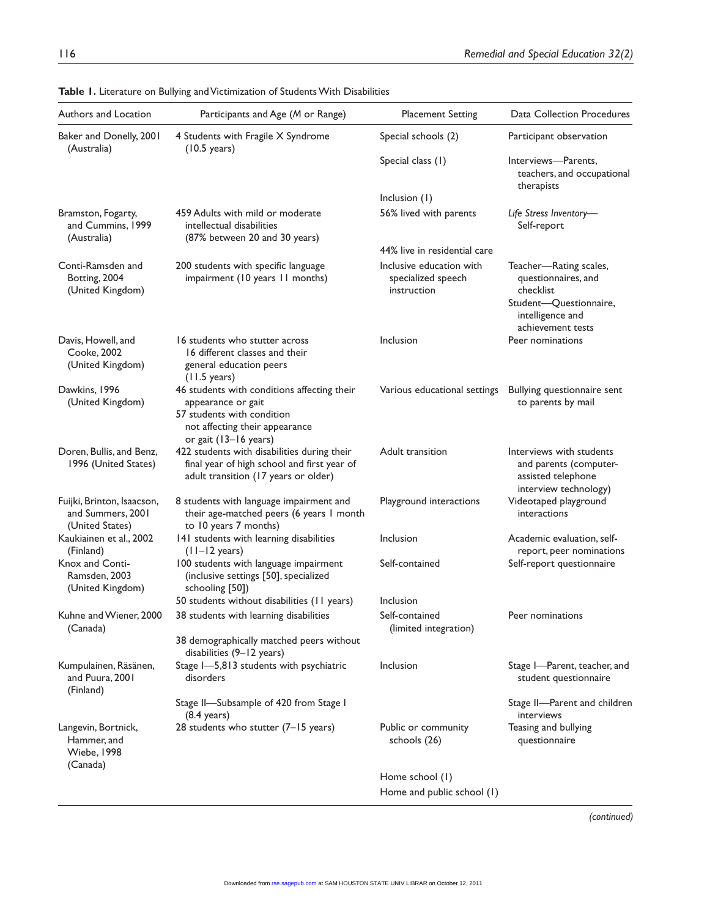**Table 1.** Literature on Bullying and Victimization of Students With Disabilities

| Authors and Location | Participants and Age (M or Range) | Placement Setting | Data Collection Procedures |
|---|---|---|---|
| Baker and Donelly, 2001 (Australia) | 4 Students with Fragile X Syndrome (10.5 years) | Special schools (2) | Participant observation |
| | | Special class (1) | Interviews—Parents, teachers, and occupational therapists |
| | | Inclusion (1) | |
| Bramston, Fogarty, and Cummins, 1999 (Australia) | 459 Adults with mild or moderate intellectual disabilities (87% between 20 and 30 years) | 56% lived with parents | *Life Stress Inventory*—Self-report |
| | | 44% live in residential care | |
| Conti-Ramsden and Botting, 2004 (United Kingdom) | 200 students with specific language impairment (10 years 11 months) | Inclusive education with specialized speech instruction | Teacher—Rating scales, questionnaires, and checklist<br>Student—Questionnaire, intelligence and achievement tests |
| Davis, Howell, and Cooke, 2002 (United Kingdom) | 16 students who stutter across 16 different classes and their general education peers (11.5 years) | Inclusion | Peer nominations |
| Dawkins, 1996 (United Kingdom) | 46 students with conditions affecting their appearance or gait<br>57 students with condition not affecting their appearance or gait (13–16 years) | Various educational settings | Bullying questionnaire sent to parents by mail |
| Doren, Bullis, and Benz, 1996 (United States) | 422 students with disabilities during their final year of high school and first year of adult transition (17 years or older) | Adult transition | Interviews with students and parents (computer-assisted telephone interview technology) |
| Fuijki, Brinton, Isaacson, and Summers, 2001 (United States) | 8 students with language impairment and their age-matched peers (6 years 1 month to 10 years 7 months) | Playground interactions | Videotaped playground interactions |
| Kaukiainen et al., 2002 (Finland) | 141 students with learning disabilities (11–12 years) | Inclusion | Academic evaluation, self-report, peer nominations |
| Knox and Conti-Ramsden, 2003 (United Kingdom) | 100 students with language impairment (inclusive settings [50], specialized schooling [50]) | Self-contained | Self-report questionnaire |
| | 50 students without disabilities (11 years) | Inclusion | |
| Kuhne and Wiener, 2000 (Canada) | 38 students with learning disabilities | Self-contained (limited integration) | Peer nominations |
| | 38 demographically matched peers without disabilities (9–12 years) | | |
| Kumpulainen, Räsänen, and Puura, 2001 (Finland) | Stage I—5,813 students with psychiatric disorders | Inclusion | Stage I—Parent, teacher, and student questionnaire |
| | Stage II—Subsample of 420 from Stage I (8.4 years) | | Stage II—Parent and children interviews |
| Langevin, Bortnick, Hammer, and Wiebe, 1998 (Canada) | 28 students who stutter (7–15 years) | Public or community schools (26) | Teasing and bullying questionnaire |
| | | Home school (1) | |
| | | Home and public school (1) | |

*(continued)*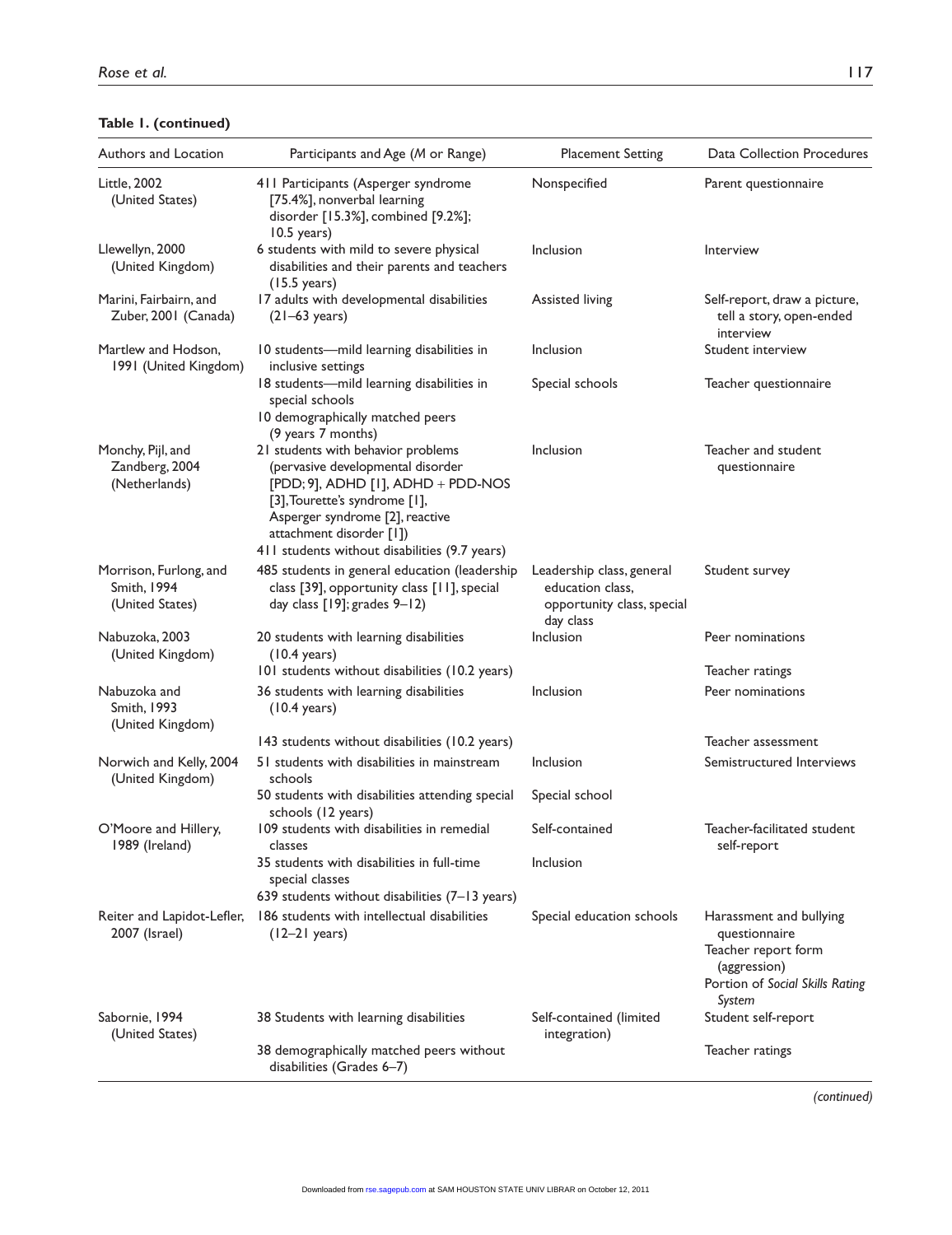**Table 1. (continued)**

| Authors and Location | Participants and Age (*M* or Range) | Placement Setting | Data Collection Procedures |
|---|---|---|---|
| Little, 2002 (United States) | 411 Participants (Asperger syndrome [75.4%], nonverbal learning disorder [15.3%], combined [9.2%]; 10.5 years) | Nonspecified | Parent questionnaire |
| Llewellyn, 2000 (United Kingdom) | 6 students with mild to severe physical disabilities and their parents and teachers (15.5 years) | Inclusion | Interview |
| Marini, Fairbairn, and Zuber, 2001 (Canada) | 17 adults with developmental disabilities (21–63 years) | Assisted living | Self-report, draw a picture, tell a story, open-ended interview |
| Martlew and Hodson, 1991 (United Kingdom) | 10 students—mild learning disabilities in inclusive settings | Inclusion | Student interview |
| | 18 students—mild learning disabilities in special schools | Special schools | Teacher questionnaire |
| | 10 demographically matched peers (9 years 7 months) | | |
| Monchy, Pijl, and Zandberg, 2004 (Netherlands) | 21 students with behavior problems (pervasive developmental disorder [PDD; 9], ADHD [1], ADHD + PDD-NOS [3], Tourette's syndrome [1], Asperger syndrome [2], reactive attachment disorder [1]) | Inclusion | Teacher and student questionnaire |
| | 411 students without disabilities (9.7 years) | | |
| Morrison, Furlong, and Smith, 1994 (United States) | 485 students in general education (leadership class [39], opportunity class [11], special day class [19]; grades 9–12) | Leadership class, general education class, opportunity class, special day class | Student survey |
| Nabuzoka, 2003 (United Kingdom) | 20 students with learning disabilities (10.4 years) | Inclusion | Peer nominations |
| | 101 students without disabilities (10.2 years) | | Teacher ratings |
| Nabuzoka and Smith, 1993 (United Kingdom) | 36 students with learning disabilities (10.4 years) | Inclusion | Peer nominations |
| | 143 students without disabilities (10.2 years) | | Teacher assessment |
| Norwich and Kelly, 2004 (United Kingdom) | 51 students with disabilities in mainstream schools | Inclusion | Semistructured Interviews |
| | 50 students with disabilities attending special schools (12 years) | Special school | |
| O'Moore and Hillery, 1989 (Ireland) | 109 students with disabilities in remedial classes | Self-contained | Teacher-facilitated student self-report |
| | 35 students with disabilities in full-time special classes | Inclusion | |
| | 639 students without disabilities (7–13 years) | | |
| Reiter and Lapidot-Lefler, 2007 (Israel) | 186 students with intellectual disabilities (12–21 years) | Special education schools | Harassment and bullying questionnaire<br>Teacher report form (aggression)<br>Portion of *Social Skills Rating System* |
| Sabornie, 1994 (United States) | 38 Students with learning disabilities | Self-contained (limited integration) | Student self-report |
| | 38 demographically matched peers without disabilities (Grades 6–7) | | Teacher ratings |

*(continued)*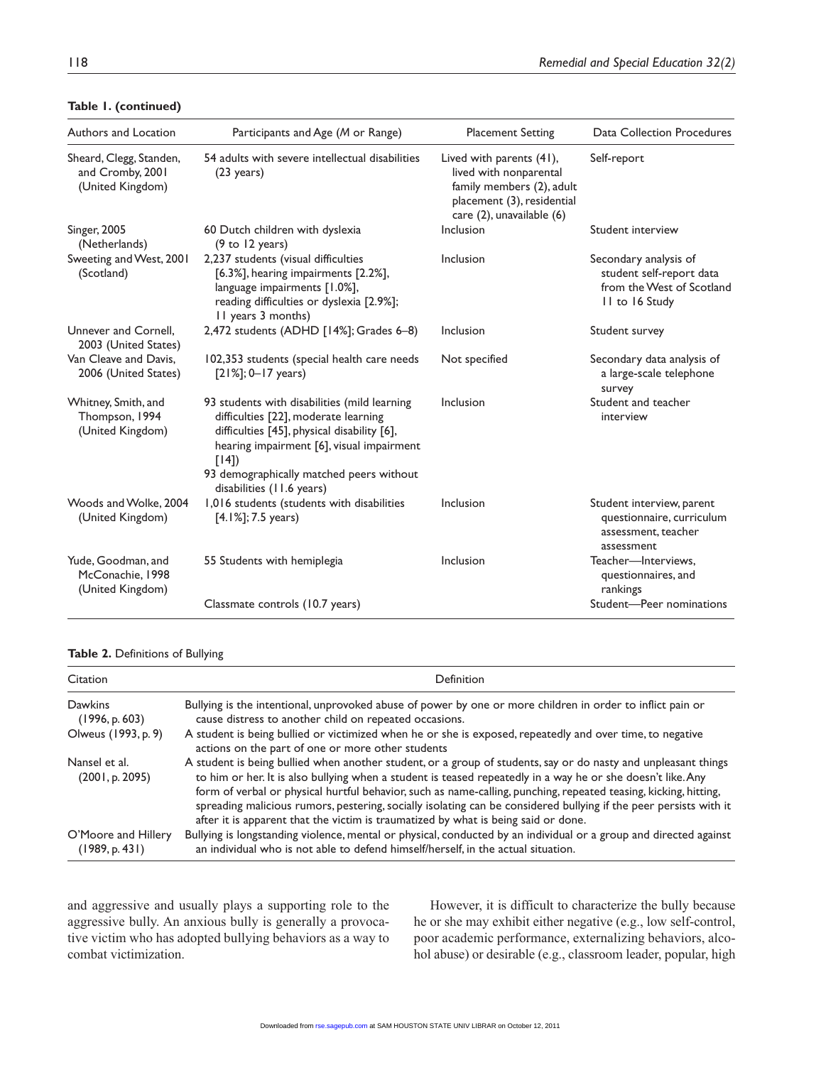**Table 1. (continued)**

| Authors and Location | Participants and Age (*M* or Range) | Placement Setting | Data Collection Procedures |
|---|---|---|---|
| Sheard, Clegg, Standen, and Cromby, 2001 (United Kingdom) | 54 adults with severe intellectual disabilities (23 years) | Lived with parents (41), lived with nonparental family members (2), adult placement (3), residential care (2), unavailable (6) | Self-report |
| Singer, 2005 (Netherlands) | 60 Dutch children with dyslexia (9 to 12 years) | Inclusion | Student interview |
| Sweeting and West, 2001 (Scotland) | 2,237 students (visual difficulties [6.3%], hearing impairments [2.2%], language impairments [1.0%], reading difficulties or dyslexia [2.9%]; 11 years 3 months) | Inclusion | Secondary analysis of student self-report data from the West of Scotland 11 to 16 Study |
| Unnever and Cornell, 2003 (United States) | 2,472 students (ADHD [14%]; Grades 6–8) | Inclusion | Student survey |
| Van Cleave and Davis, 2006 (United States) | 102,353 students (special health care needs [21%]; 0–17 years) | Not specified | Secondary data analysis of a large-scale telephone survey |
| Whitney, Smith, and Thompson, 1994 (United Kingdom) | 93 students with disabilities (mild learning difficulties [22], moderate learning difficulties [45], physical disability [6], hearing impairment [6], visual impairment [14]) 93 demographically matched peers without disabilities (11.6 years) | Inclusion | Student and teacher interview |
| Woods and Wolke, 2004 (United Kingdom) | 1,016 students (students with disabilities [4.1%]; 7.5 years) | Inclusion | Student interview, parent questionnaire, curriculum assessment, teacher assessment |
| Yude, Goodman, and McConachie, 1998 (United Kingdom) | 55 Students with hemiplegia | Inclusion | Teacher—Interviews, questionnaires, and rankings |
| | Classmate controls (10.7 years) | | Student—Peer nominations |

**Table 2.** Definitions of Bullying

| Citation | Definition |
|---|---|
| Dawkins (1996, p. 603) | Bullying is the intentional, unprovoked abuse of power by one or more children in order to inflict pain or cause distress to another child on repeated occasions. |
| Olweus (1993, p. 9) | A student is being bullied or victimized when he or she is exposed, repeatedly and over time, to negative actions on the part of one or more other students |
| Nansel et al. (2001, p. 2095) | A student is being bullied when another student, or a group of students, say or do nasty and unpleasant things to him or her. It is also bullying when a student is teased repeatedly in a way he or she doesn't like. Any form of verbal or physical hurtful behavior, such as name-calling, punching, repeated teasing, kicking, hitting, spreading malicious rumors, pestering, socially isolating can be considered bullying if the peer persists with it after it is apparent that the victim is traumatized by what is being said or done. |
| O'Moore and Hillery (1989, p. 431) | Bullying is longstanding violence, mental or physical, conducted by an individual or a group and directed against an individual who is not able to defend himself/herself, in the actual situation. |

and aggressive and usually plays a supporting role to the aggressive bully. An anxious bully is generally a provocative victim who has adopted bullying behaviors as a way to combat victimization.

However, it is difficult to characterize the bully because he or she may exhibit either negative (e.g., low self-control, poor academic performance, externalizing behaviors, alcohol abuse) or desirable (e.g., classroom leader, popular, high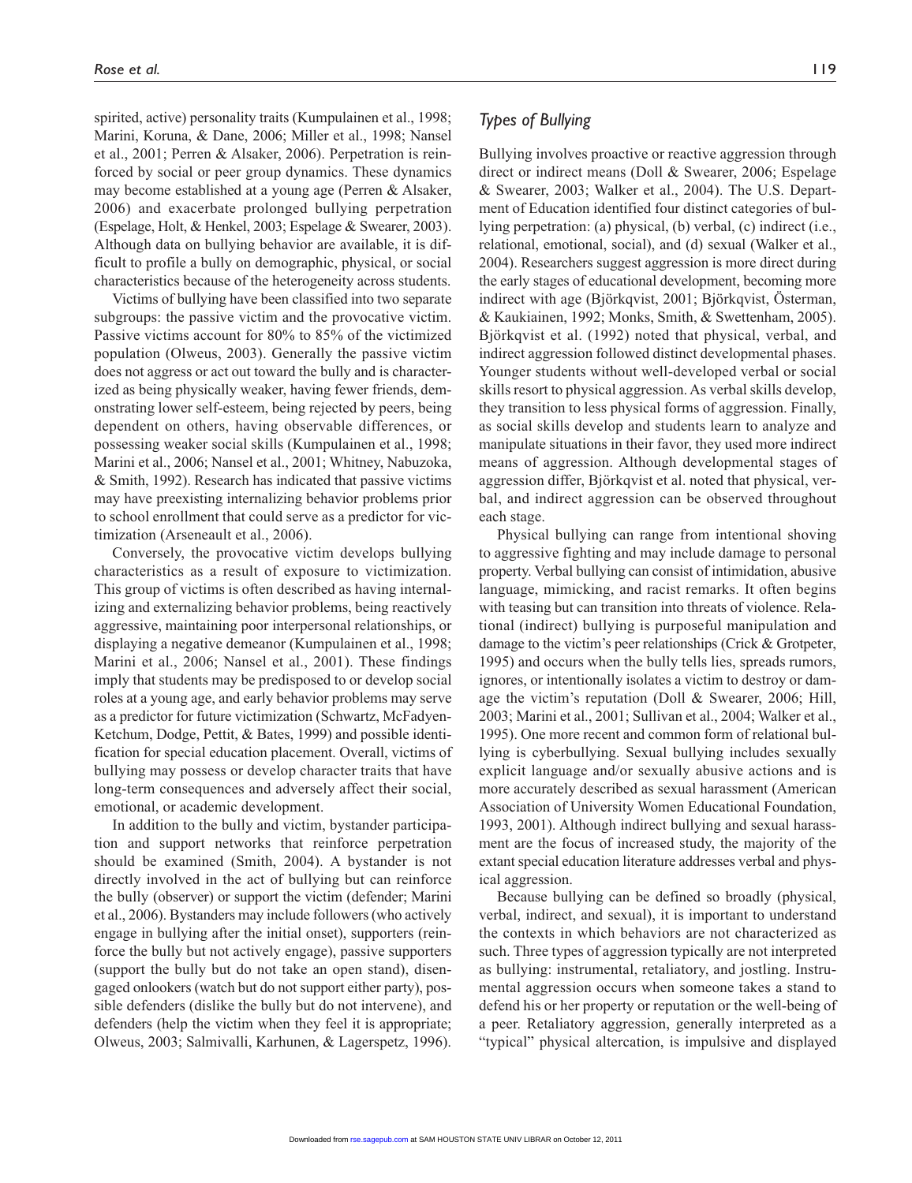spirited, active) personality traits (Kumpulainen et al., 1998; Marini, Koruna, & Dane, 2006; Miller et al., 1998; Nansel et al., 2001; Perren & Alsaker, 2006). Perpetration is reinforced by social or peer group dynamics. These dynamics may become established at a young age (Perren & Alsaker, 2006) and exacerbate prolonged bullying perpetration (Espelage, Holt, & Henkel, 2003; Espelage & Swearer, 2003). Although data on bullying behavior are available, it is difficult to profile a bully on demographic, physical, or social characteristics because of the heterogeneity across students.

Victims of bullying have been classified into two separate subgroups: the passive victim and the provocative victim. Passive victims account for 80% to 85% of the victimized population (Olweus, 2003). Generally the passive victim does not aggress or act out toward the bully and is characterized as being physically weaker, having fewer friends, demonstrating lower self-esteem, being rejected by peers, being dependent on others, having observable differences, or possessing weaker social skills (Kumpulainen et al., 1998; Marini et al., 2006; Nansel et al., 2001; Whitney, Nabuzoka, & Smith, 1992). Research has indicated that passive victims may have preexisting internalizing behavior problems prior to school enrollment that could serve as a predictor for victimization (Arseneault et al., 2006).

Conversely, the provocative victim develops bullying characteristics as a result of exposure to victimization. This group of victims is often described as having internalizing and externalizing behavior problems, being reactively aggressive, maintaining poor interpersonal relationships, or displaying a negative demeanor (Kumpulainen et al., 1998; Marini et al., 2006; Nansel et al., 2001). These findings imply that students may be predisposed to or develop social roles at a young age, and early behavior problems may serve as a predictor for future victimization (Schwartz, McFadyen-Ketchum, Dodge, Pettit, & Bates, 1999) and possible identification for special education placement. Overall, victims of bullying may possess or develop character traits that have long-term consequences and adversely affect their social, emotional, or academic development.

In addition to the bully and victim, bystander participation and support networks that reinforce perpetration should be examined (Smith, 2004). A bystander is not directly involved in the act of bullying but can reinforce the bully (observer) or support the victim (defender; Marini et al., 2006). Bystanders may include followers (who actively engage in bullying after the initial onset), supporters (reinforce the bully but not actively engage), passive supporters (support the bully but do not take an open stand), disengaged onlookers (watch but do not support either party), possible defenders (dislike the bully but do not intervene), and defenders (help the victim when they feel it is appropriate; Olweus, 2003; Salmivalli, Karhunen, & Lagerspetz, 1996).

### *Types of Bullying*

Bullying involves proactive or reactive aggression through direct or indirect means (Doll & Swearer, 2006; Espelage & Swearer, 2003; Walker et al., 2004). The U.S. Department of Education identified four distinct categories of bullying perpetration: (a) physical, (b) verbal, (c) indirect (i.e., relational, emotional, social), and (d) sexual (Walker et al., 2004). Researchers suggest aggression is more direct during the early stages of educational development, becoming more indirect with age (Björkqvist, 2001; Björkqvist, Österman, & Kaukiainen, 1992; Monks, Smith, & Swettenham, 2005). Björkqvist et al. (1992) noted that physical, verbal, and indirect aggression followed distinct developmental phases. Younger students without well-developed verbal or social skills resort to physical aggression. As verbal skills develop, they transition to less physical forms of aggression. Finally, as social skills develop and students learn to analyze and manipulate situations in their favor, they used more indirect means of aggression. Although developmental stages of aggression differ, Björkqvist et al. noted that physical, verbal, and indirect aggression can be observed throughout each stage.

Physical bullying can range from intentional shoving to aggressive fighting and may include damage to personal property. Verbal bullying can consist of intimidation, abusive language, mimicking, and racist remarks. It often begins with teasing but can transition into threats of violence. Relational (indirect) bullying is purposeful manipulation and damage to the victim's peer relationships (Crick & Grotpeter, 1995) and occurs when the bully tells lies, spreads rumors, ignores, or intentionally isolates a victim to destroy or damage the victim's reputation (Doll & Swearer, 2006; Hill, 2003; Marini et al., 2001; Sullivan et al., 2004; Walker et al., 1995). One more recent and common form of relational bullying is cyberbullying. Sexual bullying includes sexually explicit language and/or sexually abusive actions and is more accurately described as sexual harassment (American Association of University Women Educational Foundation, 1993, 2001). Although indirect bullying and sexual harassment are the focus of increased study, the majority of the extant special education literature addresses verbal and physical aggression.

Because bullying can be defined so broadly (physical, verbal, indirect, and sexual), it is important to understand the contexts in which behaviors are not characterized as such. Three types of aggression typically are not interpreted as bullying: instrumental, retaliatory, and jostling. Instrumental aggression occurs when someone takes a stand to defend his or her property or reputation or the well-being of a peer. Retaliatory aggression, generally interpreted as a "typical" physical altercation, is impulsive and displayed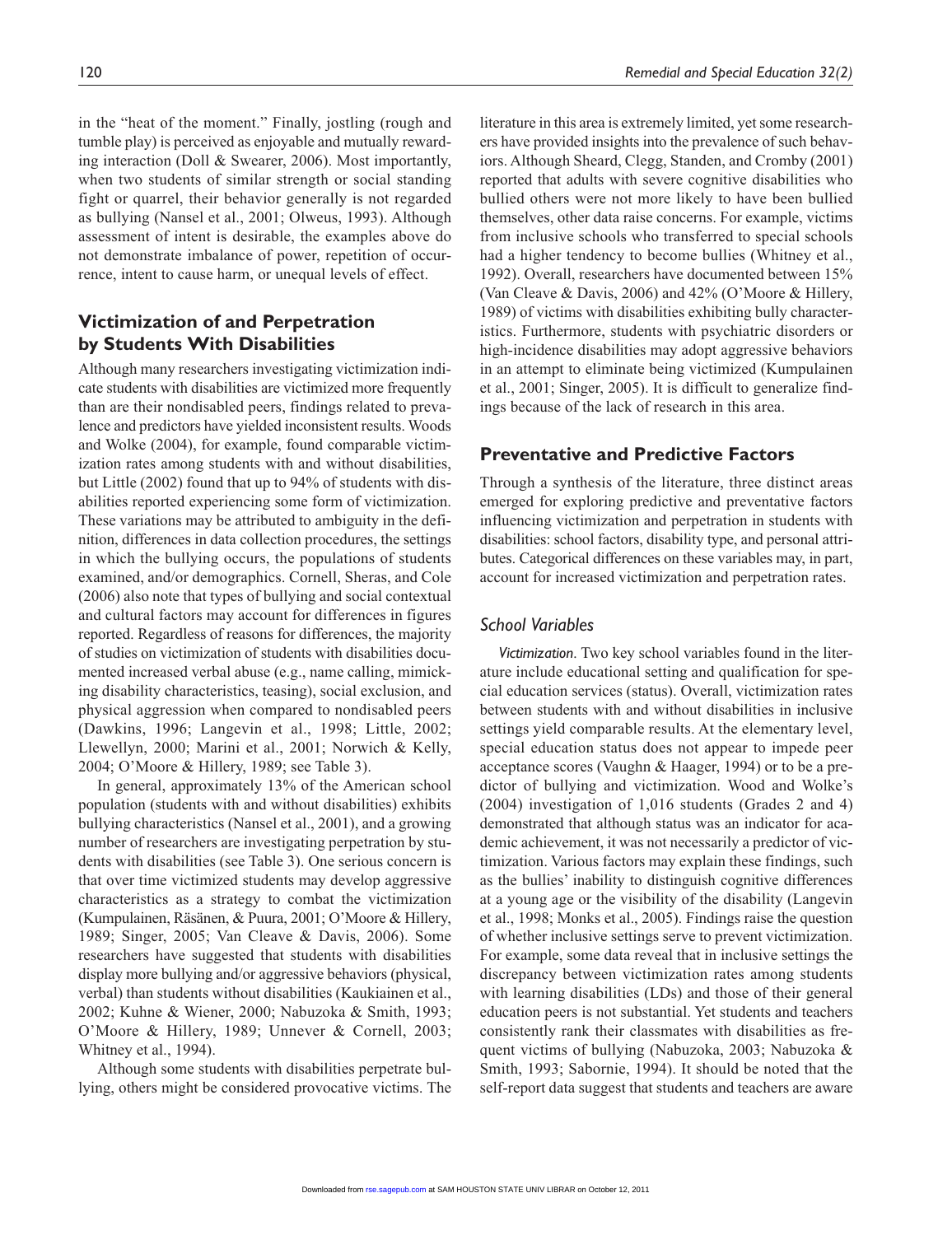in the "heat of the moment." Finally, jostling (rough and tumble play) is perceived as enjoyable and mutually rewarding interaction (Doll & Swearer, 2006). Most importantly, when two students of similar strength or social standing fight or quarrel, their behavior generally is not regarded as bullying (Nansel et al., 2001; Olweus, 1993). Although assessment of intent is desirable, the examples above do not demonstrate imbalance of power, repetition of occurrence, intent to cause harm, or unequal levels of effect.

## Victimization of and Perpetration by Students With Disabilities

Although many researchers investigating victimization indicate students with disabilities are victimized more frequently than are their nondisabled peers, findings related to prevalence and predictors have yielded inconsistent results. Woods and Wolke (2004), for example, found comparable victimization rates among students with and without disabilities, but Little (2002) found that up to 94% of students with disabilities reported experiencing some form of victimization. These variations may be attributed to ambiguity in the definition, differences in data collection procedures, the settings in which the bullying occurs, the populations of students examined, and/or demographics. Cornell, Sheras, and Cole (2006) also note that types of bullying and social contextual and cultural factors may account for differences in figures reported. Regardless of reasons for differences, the majority of studies on victimization of students with disabilities documented increased verbal abuse (e.g., name calling, mimicking disability characteristics, teasing), social exclusion, and physical aggression when compared to nondisabled peers (Dawkins, 1996; Langevin et al., 1998; Little, 2002; Llewellyn, 2000; Marini et al., 2001; Norwich & Kelly, 2004; O'Moore & Hillery, 1989; see Table 3).

In general, approximately 13% of the American school population (students with and without disabilities) exhibits bullying characteristics (Nansel et al., 2001), and a growing number of researchers are investigating perpetration by students with disabilities (see Table 3). One serious concern is that over time victimized students may develop aggressive characteristics as a strategy to combat the victimization (Kumpulainen, Räsänen, & Puura, 2001; O'Moore & Hillery, 1989; Singer, 2005; Van Cleave & Davis, 2006). Some researchers have suggested that students with disabilities display more bullying and/or aggressive behaviors (physical, verbal) than students without disabilities (Kaukiainen et al., 2002; Kuhne & Wiener, 2000; Nabuzoka & Smith, 1993; O'Moore & Hillery, 1989; Unnever & Cornell, 2003; Whitney et al., 1994).

Although some students with disabilities perpetrate bullying, others might be considered provocative victims. The literature in this area is extremely limited, yet some researchers have provided insights into the prevalence of such behaviors. Although Sheard, Clegg, Standen, and Cromby (2001) reported that adults with severe cognitive disabilities who bullied others were not more likely to have been bullied themselves, other data raise concerns. For example, victims from inclusive schools who transferred to special schools had a higher tendency to become bullies (Whitney et al., 1992). Overall, researchers have documented between 15% (Van Cleave & Davis, 2006) and 42% (O'Moore & Hillery, 1989) of victims with disabilities exhibiting bully characteristics. Furthermore, students with psychiatric disorders or high-incidence disabilities may adopt aggressive behaviors in an attempt to eliminate being victimized (Kumpulainen et al., 2001; Singer, 2005). It is difficult to generalize findings because of the lack of research in this area.

## Preventative and Predictive Factors

Through a synthesis of the literature, three distinct areas emerged for exploring predictive and preventative factors influencing victimization and perpetration in students with disabilities: school factors, disability type, and personal attributes. Categorical differences on these variables may, in part, account for increased victimization and perpetration rates.

### School Variables

*Victimization.* Two key school variables found in the literature include educational setting and qualification for special education services (status). Overall, victimization rates between students with and without disabilities in inclusive settings yield comparable results. At the elementary level, special education status does not appear to impede peer acceptance scores (Vaughn & Haager, 1994) or to be a predictor of bullying and victimization. Wood and Wolke's (2004) investigation of 1,016 students (Grades 2 and 4) demonstrated that although status was an indicator for academic achievement, it was not necessarily a predictor of victimization. Various factors may explain these findings, such as the bullies' inability to distinguish cognitive differences at a young age or the visibility of the disability (Langevin et al., 1998; Monks et al., 2005). Findings raise the question of whether inclusive settings serve to prevent victimization. For example, some data reveal that in inclusive settings the discrepancy between victimization rates among students with learning disabilities (LDs) and those of their general education peers is not substantial. Yet students and teachers consistently rank their classmates with disabilities as frequent victims of bullying (Nabuzoka, 2003; Nabuzoka & Smith, 1993; Sabornie, 1994). It should be noted that the self-report data suggest that students and teachers are aware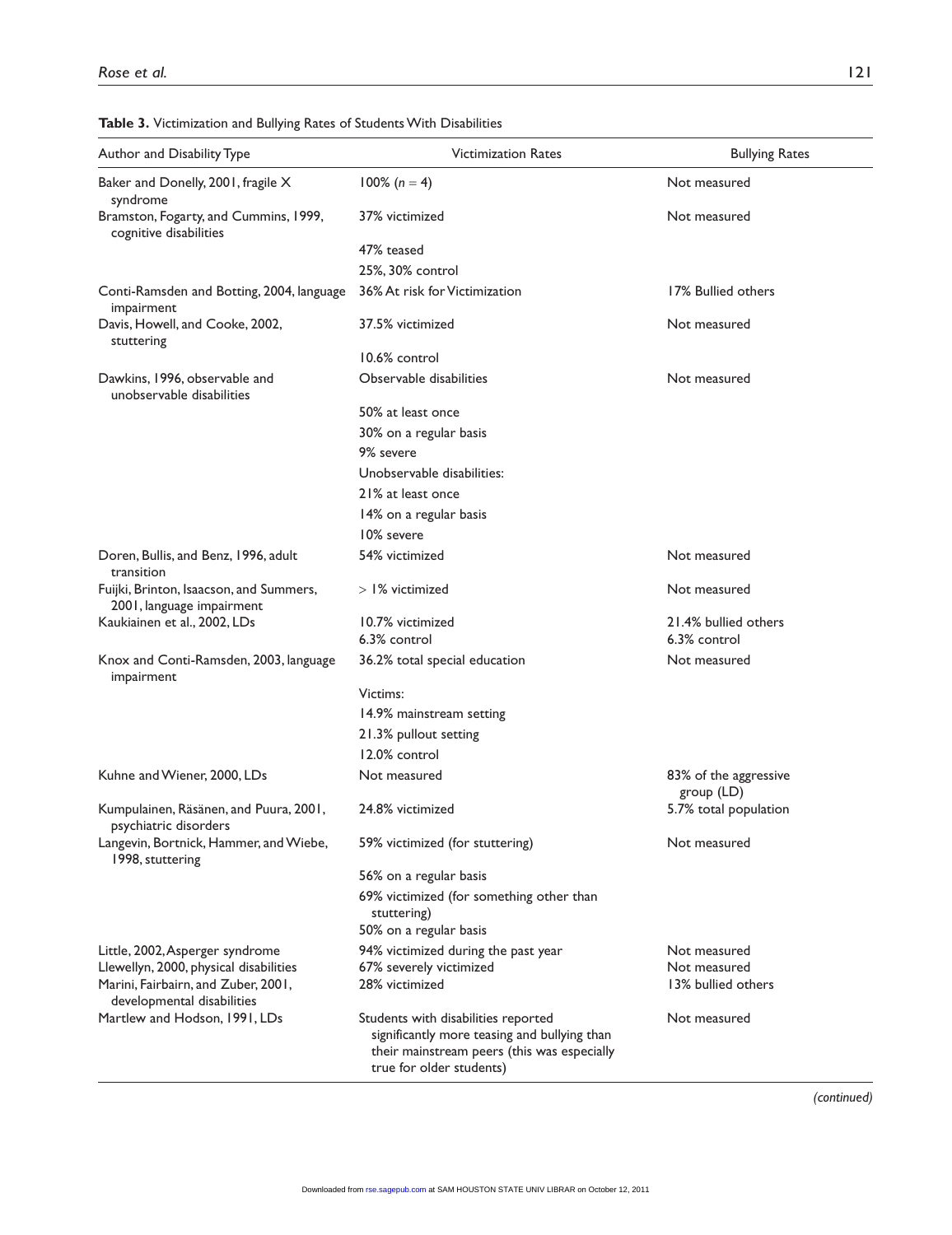**Table 3.** Victimization and Bullying Rates of Students With Disabilities

| Author and Disability Type | Victimization Rates | Bullying Rates |
|---|---|---|
| Baker and Donelly, 2001, fragile X syndrome | 100% ($n = 4$) | Not measured |
| Bramston, Fogarty, and Cummins, 1999, cognitive disabilities | 37% victimized | Not measured |
| | 47% teased | |
| | 25%, 30% control | |
| Conti-Ramsden and Botting, 2004, language impairment | 36% At risk for Victimization | 17% Bullied others |
| Davis, Howell, and Cooke, 2002, stuttering | 37.5% victimized | Not measured |
| | 10.6% control | |
| Dawkins, 1996, observable and unobservable disabilities | Observable disabilities | Not measured |
| | 50% at least once | |
| | 30% on a regular basis | |
| | 9% severe | |
| | Unobservable disabilities: | |
| | 21% at least once | |
| | 14% on a regular basis | |
| | 10% severe | |
| Doren, Bullis, and Benz, 1996, adult transition | 54% victimized | Not measured |
| Fuijki, Brinton, Isaacson, and Summers, 2001, language impairment | > 1% victimized | Not measured |
| Kaukiainen et al., 2002, LDs | 10.7% victimized<br>6.3% control | 21.4% bullied others<br>6.3% control |
| Knox and Conti-Ramsden, 2003, language impairment | 36.2% total special education | Not measured |
| | Victims: | |
| | 14.9% mainstream setting | |
| | 21.3% pullout setting | |
| | 12.0% control | |
| Kuhne and Wiener, 2000, LDs | Not measured | 83% of the aggressive group (LD) |
| Kumpulainen, Räsänen, and Puura, 2001, psychiatric disorders | 24.8% victimized | 5.7% total population |
| Langevin, Bortnick, Hammer, and Wiebe, 1998, stuttering | 59% victimized (for stuttering) | Not measured |
| | 56% on a regular basis | |
| | 69% victimized (for something other than stuttering) | |
| | 50% on a regular basis | |
| Little, 2002, Asperger syndrome | 94% victimized during the past year | Not measured |
| Llewellyn, 2000, physical disabilities | 67% severely victimized | Not measured |
| Marini, Fairbairn, and Zuber, 2001, developmental disabilities | 28% victimized | 13% bullied others |
| Martlew and Hodson, 1991, LDs | Students with disabilities reported significantly more teasing and bullying than their mainstream peers (this was especially true for older students) | Not measured |

*(continued)*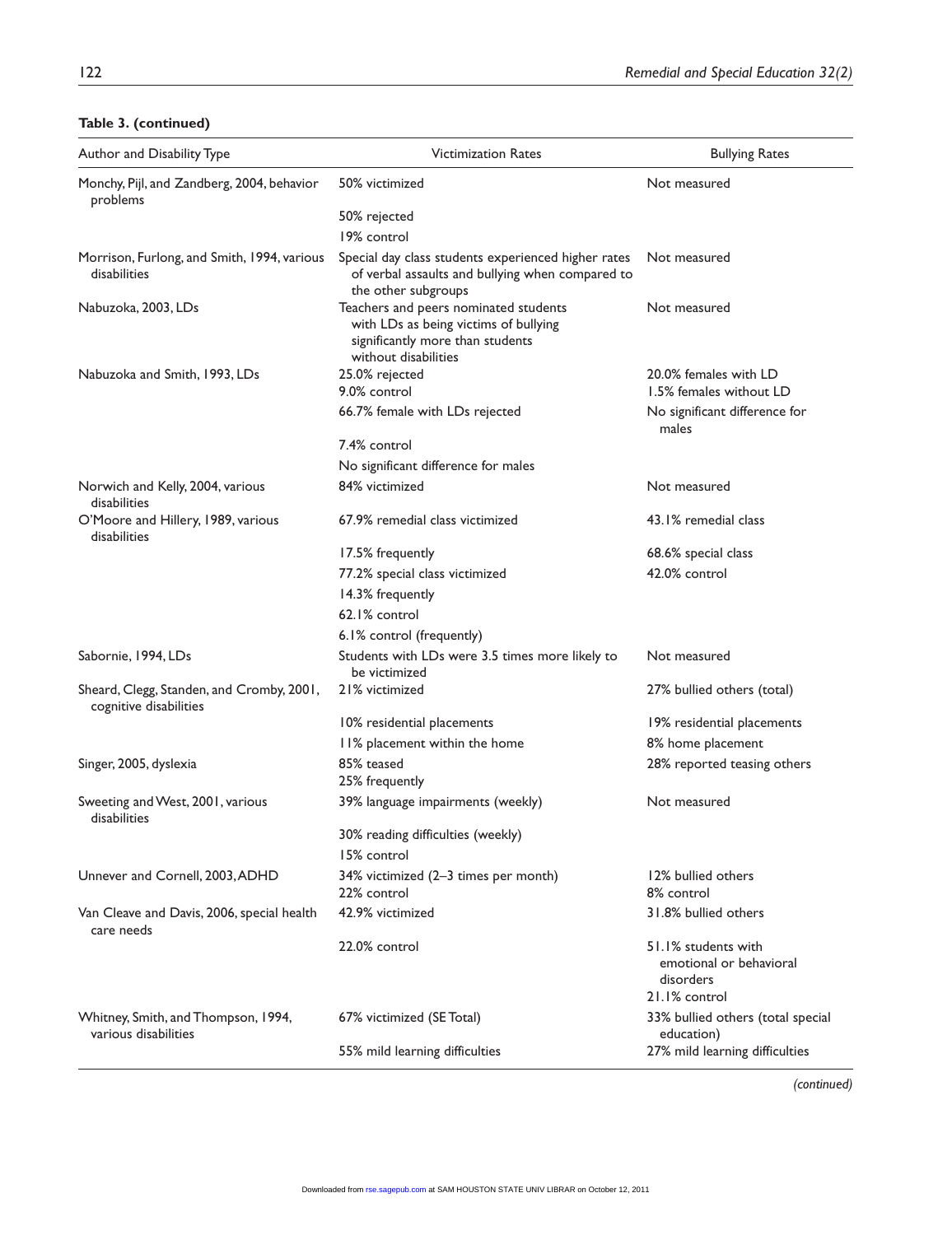**Table 3. (continued)**

| Author and Disability Type | Victimization Rates | Bullying Rates |
|---|---|---|
| Monchy, Pijl, and Zandberg, 2004, behavior problems | 50% victimized | Not measured |
| | 50% rejected | |
| | 19% control | |
| Morrison, Furlong, and Smith, 1994, various disabilities | Special day class students experienced higher rates of verbal assaults and bullying when compared to the other subgroups | Not measured |
| Nabuzoka, 2003, LDs | Teachers and peers nominated students with LDs as being victims of bullying significantly more than students without disabilities | Not measured |
| Nabuzoka and Smith, 1993, LDs | 25.0% rejected<br>9.0% control | 20.0% females with LD<br>1.5% females without LD |
| | 66.7% female with LDs rejected | No significant difference for males |
| | 7.4% control | |
| | No significant difference for males | |
| Norwich and Kelly, 2004, various disabilities | 84% victimized | Not measured |
| O'Moore and Hillery, 1989, various disabilities | 67.9% remedial class victimized | 43.1% remedial class |
| | 17.5% frequently | 68.6% special class |
| | 77.2% special class victimized | 42.0% control |
| | 14.3% frequently | |
| | 62.1% control | |
| | 6.1% control (frequently) | |
| Sabornie, 1994, LDs | Students with LDs were 3.5 times more likely to be victimized | Not measured |
| Sheard, Clegg, Standen, and Cromby, 2001, cognitive disabilities | 21% victimized | 27% bullied others (total) |
| | 10% residential placements | 19% residential placements |
| | 11% placement within the home | 8% home placement |
| Singer, 2005, dyslexia | 85% teased<br>25% frequently | 28% reported teasing others |
| Sweeting and West, 2001, various disabilities | 39% language impairments (weekly) | Not measured |
| | 30% reading difficulties (weekly) | |
| | 15% control | |
| Unnever and Cornell, 2003, ADHD | 34% victimized (2–3 times per month)<br>22% control | 12% bullied others<br>8% control |
| Van Cleave and Davis, 2006, special health care needs | 42.9% victimized | 31.8% bullied others |
| | 22.0% control | 51.1% students with emotional or behavioral disorders<br>21.1% control |
| Whitney, Smith, and Thompson, 1994, various disabilities | 67% victimized (SE Total) | 33% bullied others (total special education) |
| | 55% mild learning difficulties | 27% mild learning difficulties |

*(continued)*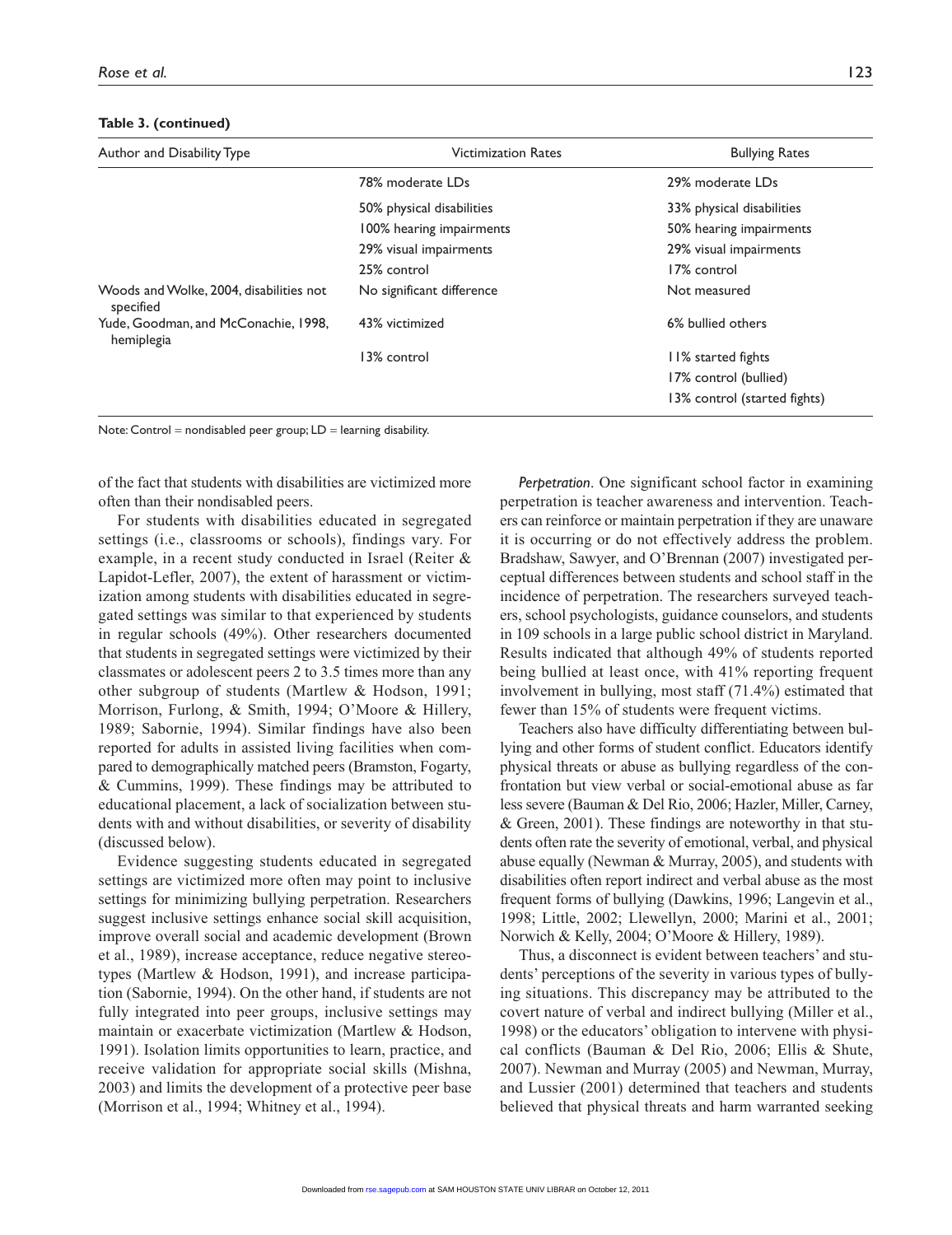**Table 3. (continued)**

| Author and Disability Type | Victimization Rates | Bullying Rates |
|---|---|---|
| | 78% moderate LDs | 29% moderate LDs |
| | 50% physical disabilities | 33% physical disabilities |
| | 100% hearing impairments | 50% hearing impairments |
| | 29% visual impairments | 29% visual impairments |
| | 25% control | 17% control |
| Woods and Wolke, 2004, disabilities not specified | No significant difference | Not measured |
| Yude, Goodman, and McConachie, 1998, hemiplegia | 43% victimized | 6% bullied others |
| | 13% control | 11% started fights |
| | | 17% control (bullied) |
| | | 13% control (started fights) |

Note: Control = nondisabled peer group; LD = learning disability.

of the fact that students with disabilities are victimized more often than their nondisabled peers.

For students with disabilities educated in segregated settings (i.e., classrooms or schools), findings vary. For example, in a recent study conducted in Israel (Reiter & Lapidot-Lefler, 2007), the extent of harassment or victimization among students with disabilities educated in segregated settings was similar to that experienced by students in regular schools (49%). Other researchers documented that students in segregated settings were victimized by their classmates or adolescent peers 2 to 3.5 times more than any other subgroup of students (Martlew & Hodson, 1991; Morrison, Furlong, & Smith, 1994; O'Moore & Hillery, 1989; Sabornie, 1994). Similar findings have also been reported for adults in assisted living facilities when compared to demographically matched peers (Bramston, Fogarty, & Cummins, 1999). These findings may be attributed to educational placement, a lack of socialization between students with and without disabilities, or severity of disability (discussed below).

Evidence suggesting students educated in segregated settings are victimized more often may point to inclusive settings for minimizing bullying perpetration. Researchers suggest inclusive settings enhance social skill acquisition, improve overall social and academic development (Brown et al., 1989), increase acceptance, reduce negative stereotypes (Martlew & Hodson, 1991), and increase participation (Sabornie, 1994). On the other hand, if students are not fully integrated into peer groups, inclusive settings may maintain or exacerbate victimization (Martlew & Hodson, 1991). Isolation limits opportunities to learn, practice, and receive validation for appropriate social skills (Mishna, 2003) and limits the development of a protective peer base (Morrison et al., 1994; Whitney et al., 1994).

*Perpetration*. One significant school factor in examining perpetration is teacher awareness and intervention. Teachers can reinforce or maintain perpetration if they are unaware it is occurring or do not effectively address the problem. Bradshaw, Sawyer, and O'Brennan (2007) investigated perceptual differences between students and school staff in the incidence of perpetration. The researchers surveyed teachers, school psychologists, guidance counselors, and students in 109 schools in a large public school district in Maryland. Results indicated that although 49% of students reported being bullied at least once, with 41% reporting frequent involvement in bullying, most staff (71.4%) estimated that fewer than 15% of students were frequent victims.

Teachers also have difficulty differentiating between bullying and other forms of student conflict. Educators identify physical threats or abuse as bullying regardless of the confrontation but view verbal or social-emotional abuse as far less severe (Bauman & Del Rio, 2006; Hazler, Miller, Carney, & Green, 2001). These findings are noteworthy in that students often rate the severity of emotional, verbal, and physical abuse equally (Newman & Murray, 2005), and students with disabilities often report indirect and verbal abuse as the most frequent forms of bullying (Dawkins, 1996; Langevin et al., 1998; Little, 2002; Llewellyn, 2000; Marini et al., 2001; Norwich & Kelly, 2004; O'Moore & Hillery, 1989).

Thus, a disconnect is evident between teachers' and students' perceptions of the severity in various types of bullying situations. This discrepancy may be attributed to the covert nature of verbal and indirect bullying (Miller et al., 1998) or the educators' obligation to intervene with physical conflicts (Bauman & Del Rio, 2006; Ellis & Shute, 2007). Newman and Murray (2005) and Newman, Murray, and Lussier (2001) determined that teachers and students believed that physical threats and harm warranted seeking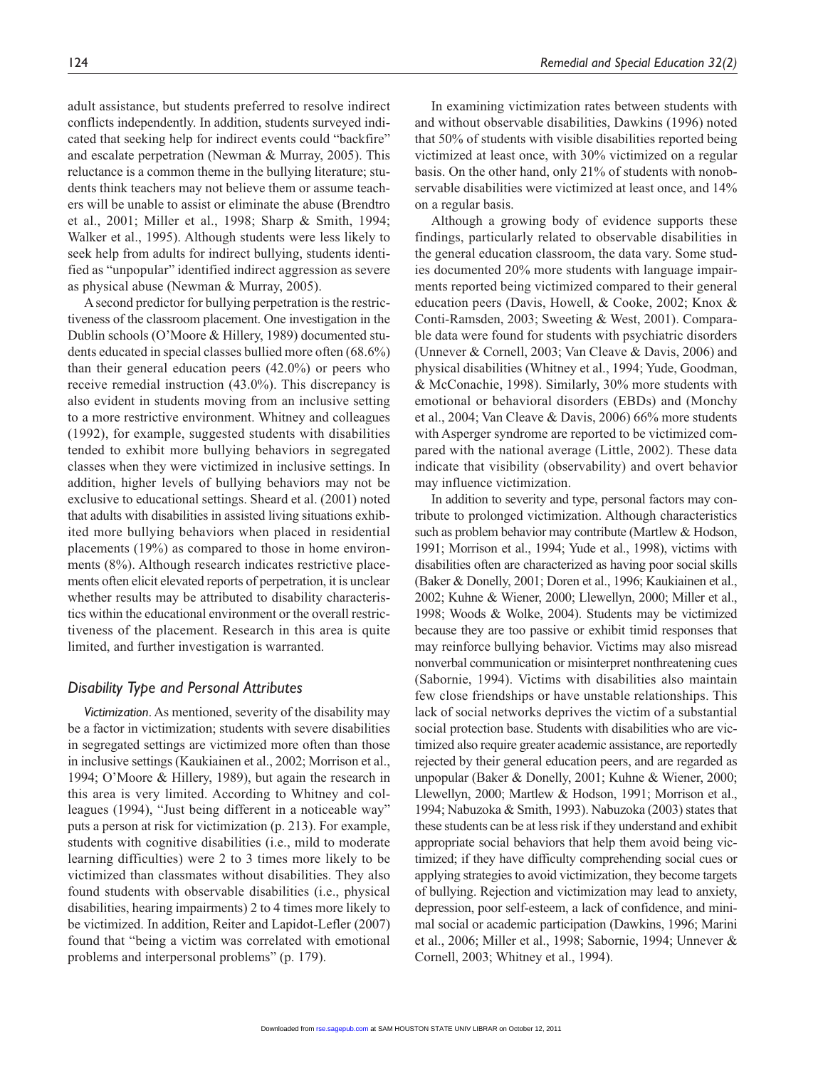adult assistance, but students preferred to resolve indirect conflicts independently. In addition, students surveyed indicated that seeking help for indirect events could "backfire" and escalate perpetration (Newman & Murray, 2005). This reluctance is a common theme in the bullying literature; students think teachers may not believe them or assume teachers will be unable to assist or eliminate the abuse (Brendtro et al., 2001; Miller et al., 1998; Sharp & Smith, 1994; Walker et al., 1995). Although students were less likely to seek help from adults for indirect bullying, students identified as "unpopular" identified indirect aggression as severe as physical abuse (Newman & Murray, 2005).

A second predictor for bullying perpetration is the restrictiveness of the classroom placement. One investigation in the Dublin schools (O'Moore & Hillery, 1989) documented students educated in special classes bullied more often (68.6%) than their general education peers (42.0%) or peers who receive remedial instruction (43.0%). This discrepancy is also evident in students moving from an inclusive setting to a more restrictive environment. Whitney and colleagues (1992), for example, suggested students with disabilities tended to exhibit more bullying behaviors in segregated classes when they were victimized in inclusive settings. In addition, higher levels of bullying behaviors may not be exclusive to educational settings. Sheard et al. (2001) noted that adults with disabilities in assisted living situations exhibited more bullying behaviors when placed in residential placements (19%) as compared to those in home environments (8%). Although research indicates restrictive placements often elicit elevated reports of perpetration, it is unclear whether results may be attributed to disability characteristics within the educational environment or the overall restrictiveness of the placement. Research in this area is quite limited, and further investigation is warranted.

## *Disability Type and Personal Attributes*

*Victimization*. As mentioned, severity of the disability may be a factor in victimization; students with severe disabilities in segregated settings are victimized more often than those in inclusive settings (Kaukiainen et al., 2002; Morrison et al., 1994; O'Moore & Hillery, 1989), but again the research in this area is very limited. According to Whitney and colleagues (1994), "Just being different in a noticeable way" puts a person at risk for victimization (p. 213). For example, students with cognitive disabilities (i.e., mild to moderate learning difficulties) were 2 to 3 times more likely to be victimized than classmates without disabilities. They also found students with observable disabilities (i.e., physical disabilities, hearing impairments) 2 to 4 times more likely to be victimized. In addition, Reiter and Lapidot-Lefler (2007) found that "being a victim was correlated with emotional problems and interpersonal problems" (p. 179).

In examining victimization rates between students with and without observable disabilities, Dawkins (1996) noted that 50% of students with visible disabilities reported being victimized at least once, with 30% victimized on a regular basis. On the other hand, only 21% of students with nonobservable disabilities were victimized at least once, and 14% on a regular basis.

Although a growing body of evidence supports these findings, particularly related to observable disabilities in the general education classroom, the data vary. Some studies documented 20% more students with language impairments reported being victimized compared to their general education peers (Davis, Howell, & Cooke, 2002; Knox & Conti-Ramsden, 2003; Sweeting & West, 2001). Comparable data were found for students with psychiatric disorders (Unnever & Cornell, 2003; Van Cleave & Davis, 2006) and physical disabilities (Whitney et al., 1994; Yude, Goodman, & McConachie, 1998). Similarly, 30% more students with emotional or behavioral disorders (EBDs) and (Monchy et al., 2004; Van Cleave & Davis, 2006) 66% more students with Asperger syndrome are reported to be victimized compared with the national average (Little, 2002). These data indicate that visibility (observability) and overt behavior may influence victimization.

In addition to severity and type, personal factors may contribute to prolonged victimization. Although characteristics such as problem behavior may contribute (Martlew & Hodson, 1991; Morrison et al., 1994; Yude et al., 1998), victims with disabilities often are characterized as having poor social skills (Baker & Donelly, 2001; Doren et al., 1996; Kaukiainen et al., 2002; Kuhne & Wiener, 2000; Llewellyn, 2000; Miller et al., 1998; Woods & Wolke, 2004). Students may be victimized because they are too passive or exhibit timid responses that may reinforce bullying behavior. Victims may also misread nonverbal communication or misinterpret nonthreatening cues (Sabornie, 1994). Victims with disabilities also maintain few close friendships or have unstable relationships. This lack of social networks deprives the victim of a substantial social protection base. Students with disabilities who are victimized also require greater academic assistance, are reportedly rejected by their general education peers, and are regarded as unpopular (Baker & Donelly, 2001; Kuhne & Wiener, 2000; Llewellyn, 2000; Martlew & Hodson, 1991; Morrison et al., 1994; Nabuzoka & Smith, 1993). Nabuzoka (2003) states that these students can be at less risk if they understand and exhibit appropriate social behaviors that help them avoid being victimized; if they have difficulty comprehending social cues or applying strategies to avoid victimization, they become targets of bullying. Rejection and victimization may lead to anxiety, depression, poor self-esteem, a lack of confidence, and minimal social or academic participation (Dawkins, 1996; Marini et al., 2006; Miller et al., 1998; Sabornie, 1994; Unnever & Cornell, 2003; Whitney et al., 1994).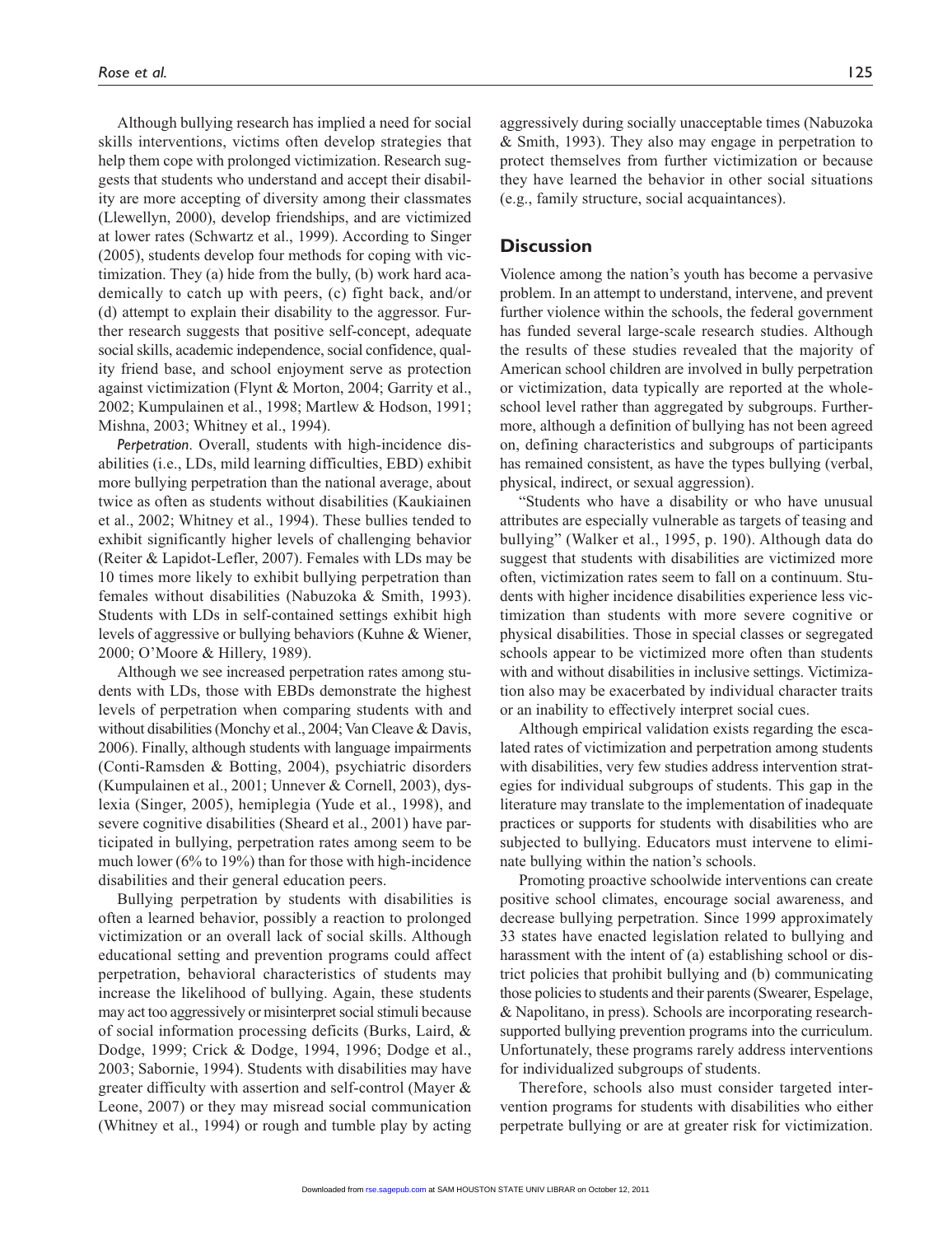Although bullying research has implied a need for social skills interventions, victims often develop strategies that help them cope with prolonged victimization. Research suggests that students who understand and accept their disability are more accepting of diversity among their classmates (Llewellyn, 2000), develop friendships, and are victimized at lower rates (Schwartz et al., 1999). According to Singer (2005), students develop four methods for coping with victimization. They (a) hide from the bully, (b) work hard academically to catch up with peers, (c) fight back, and/or (d) attempt to explain their disability to the aggressor. Further research suggests that positive self-concept, adequate social skills, academic independence, social confidence, quality friend base, and school enjoyment serve as protection against victimization (Flynt & Morton, 2004; Garrity et al., 2002; Kumpulainen et al., 1998; Martlew & Hodson, 1991; Mishna, 2003; Whitney et al., 1994).

*Perpetration*. Overall, students with high-incidence disabilities (i.e., LDs, mild learning difficulties, EBD) exhibit more bullying perpetration than the national average, about twice as often as students without disabilities (Kaukiainen et al., 2002; Whitney et al., 1994). These bullies tended to exhibit significantly higher levels of challenging behavior (Reiter & Lapidot-Lefler, 2007). Females with LDs may be 10 times more likely to exhibit bullying perpetration than females without disabilities (Nabuzoka & Smith, 1993). Students with LDs in self-contained settings exhibit high levels of aggressive or bullying behaviors (Kuhne & Wiener, 2000; O'Moore & Hillery, 1989).

Although we see increased perpetration rates among students with LDs, those with EBDs demonstrate the highest levels of perpetration when comparing students with and without disabilities (Monchy et al., 2004; Van Cleave & Davis, 2006). Finally, although students with language impairments (Conti-Ramsden & Botting, 2004), psychiatric disorders (Kumpulainen et al., 2001; Unnever & Cornell, 2003), dyslexia (Singer, 2005), hemiplegia (Yude et al., 1998), and severe cognitive disabilities (Sheard et al., 2001) have participated in bullying, perpetration rates among seem to be much lower (6% to 19%) than for those with high-incidence disabilities and their general education peers.

Bullying perpetration by students with disabilities is often a learned behavior, possibly a reaction to prolonged victimization or an overall lack of social skills. Although educational setting and prevention programs could affect perpetration, behavioral characteristics of students may increase the likelihood of bullying. Again, these students may act too aggressively or misinterpret social stimuli because of social information processing deficits (Burks, Laird, & Dodge, 1999; Crick & Dodge, 1994, 1996; Dodge et al., 2003; Sabornie, 1994). Students with disabilities may have greater difficulty with assertion and self-control (Mayer & Leone, 2007) or they may misread social communication (Whitney et al., 1994) or rough and tumble play by acting aggressively during socially unacceptable times (Nabuzoka & Smith, 1993). They also may engage in perpetration to protect themselves from further victimization or because they have learned the behavior in other social situations (e.g., family structure, social acquaintances).

## Discussion

Violence among the nation's youth has become a pervasive problem. In an attempt to understand, intervene, and prevent further violence within the schools, the federal government has funded several large-scale research studies. Although the results of these studies revealed that the majority of American school children are involved in bully perpetration or victimization, data typically are reported at the whole-school level rather than aggregated by subgroups. Furthermore, although a definition of bullying has not been agreed on, defining characteristics and subgroups of participants has remained consistent, as have the types bullying (verbal, physical, indirect, or sexual aggression).

"Students who have a disability or who have unusual attributes are especially vulnerable as targets of teasing and bullying" (Walker et al., 1995, p. 190). Although data do suggest that students with disabilities are victimized more often, victimization rates seem to fall on a continuum. Students with higher incidence disabilities experience less victimization than students with more severe cognitive or physical disabilities. Those in special classes or segregated schools appear to be victimized more often than students with and without disabilities in inclusive settings. Victimization also may be exacerbated by individual character traits or an inability to effectively interpret social cues.

Although empirical validation exists regarding the escalated rates of victimization and perpetration among students with disabilities, very few studies address intervention strategies for individual subgroups of students. This gap in the literature may translate to the implementation of inadequate practices or supports for students with disabilities who are subjected to bullying. Educators must intervene to eliminate bullying within the nation's schools.

Promoting proactive schoolwide interventions can create positive school climates, encourage social awareness, and decrease bullying perpetration. Since 1999 approximately 33 states have enacted legislation related to bullying and harassment with the intent of (a) establishing school or district policies that prohibit bullying and (b) communicating those policies to students and their parents (Swearer, Espelage, & Napolitano, in press). Schools are incorporating research-supported bullying prevention programs into the curriculum. Unfortunately, these programs rarely address interventions for individualized subgroups of students.

Therefore, schools also must consider targeted intervention programs for students with disabilities who either perpetrate bullying or are at greater risk for victimization.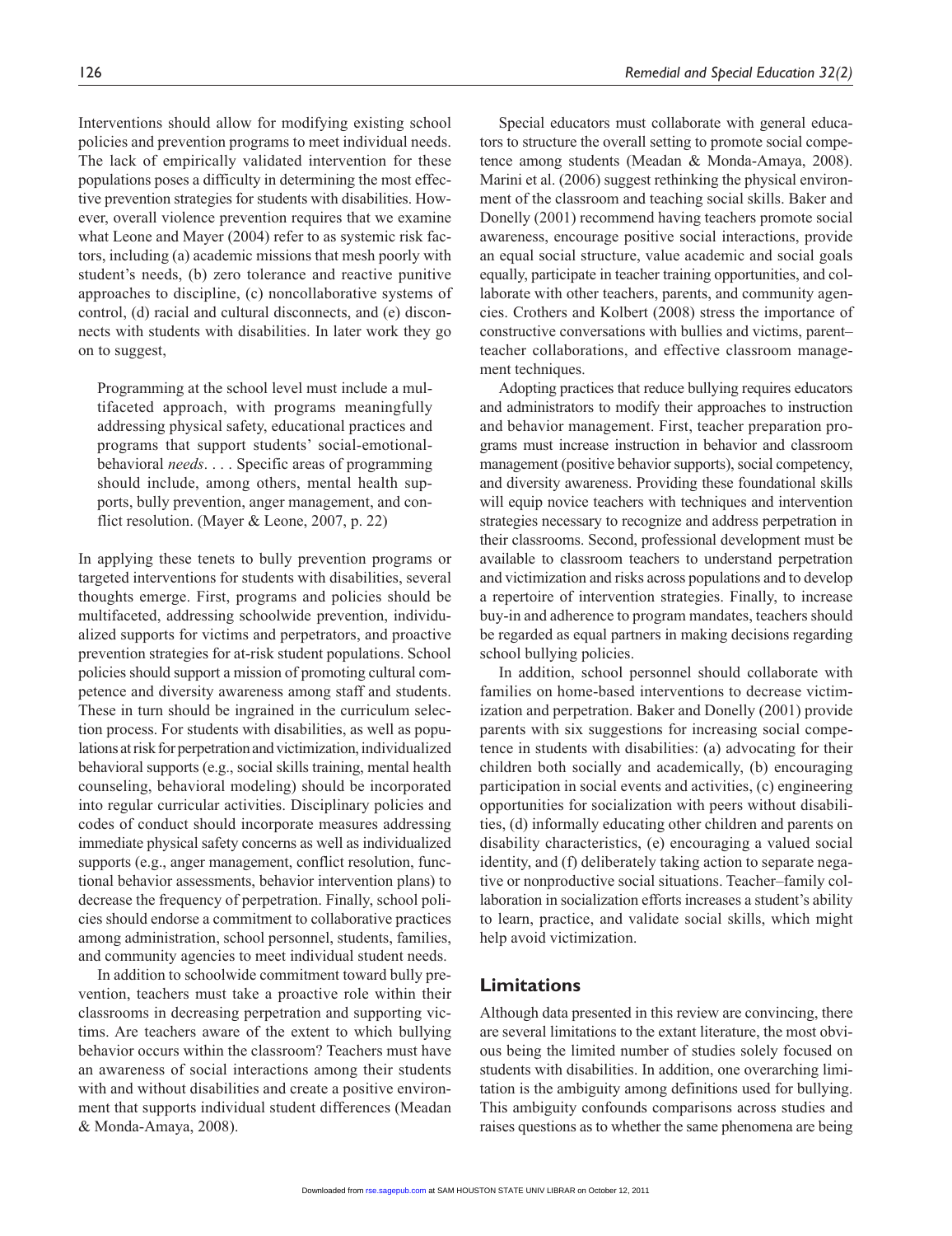Interventions should allow for modifying existing school policies and prevention programs to meet individual needs. The lack of empirically validated intervention for these populations poses a difficulty in determining the most effective prevention strategies for students with disabilities. However, overall violence prevention requires that we examine what Leone and Mayer (2004) refer to as systemic risk factors, including (a) academic missions that mesh poorly with student's needs, (b) zero tolerance and reactive punitive approaches to discipline, (c) noncollaborative systems of control, (d) racial and cultural disconnects, and (e) disconnects with students with disabilities. In later work they go on to suggest,

> Programming at the school level must include a multifaceted approach, with programs meaningfully addressing physical safety, educational practices and programs that support students' social-emotional-behavioral *needs*. . . . Specific areas of programming should include, among others, mental health supports, bully prevention, anger management, and conflict resolution. (Mayer & Leone, 2007, p. 22)

In applying these tenets to bully prevention programs or targeted interventions for students with disabilities, several thoughts emerge. First, programs and policies should be multifaceted, addressing schoolwide prevention, individualized supports for victims and perpetrators, and proactive prevention strategies for at-risk student populations. School policies should support a mission of promoting cultural competence and diversity awareness among staff and students. These in turn should be ingrained in the curriculum selection process. For students with disabilities, as well as populations at risk for perpetration and victimization, individualized behavioral supports (e.g., social skills training, mental health counseling, behavioral modeling) should be incorporated into regular curricular activities. Disciplinary policies and codes of conduct should incorporate measures addressing immediate physical safety concerns as well as individualized supports (e.g., anger management, conflict resolution, functional behavior assessments, behavior intervention plans) to decrease the frequency of perpetration. Finally, school policies should endorse a commitment to collaborative practices among administration, school personnel, students, families, and community agencies to meet individual student needs.

In addition to schoolwide commitment toward bully prevention, teachers must take a proactive role within their classrooms in decreasing perpetration and supporting victims. Are teachers aware of the extent to which bullying behavior occurs within the classroom? Teachers must have an awareness of social interactions among their students with and without disabilities and create a positive environment that supports individual student differences (Meadan & Monda-Amaya, 2008).

Special educators must collaborate with general educators to structure the overall setting to promote social competence among students (Meadan & Monda-Amaya, 2008). Marini et al. (2006) suggest rethinking the physical environment of the classroom and teaching social skills. Baker and Donelly (2001) recommend having teachers promote social awareness, encourage positive social interactions, provide an equal social structure, value academic and social goals equally, participate in teacher training opportunities, and collaborate with other teachers, parents, and community agencies. Crothers and Kolbert (2008) stress the importance of constructive conversations with bullies and victims, parent–teacher collaborations, and effective classroom management techniques.

Adopting practices that reduce bullying requires educators and administrators to modify their approaches to instruction and behavior management. First, teacher preparation programs must increase instruction in behavior and classroom management (positive behavior supports), social competency, and diversity awareness. Providing these foundational skills will equip novice teachers with techniques and intervention strategies necessary to recognize and address perpetration in their classrooms. Second, professional development must be available to classroom teachers to understand perpetration and victimization and risks across populations and to develop a repertoire of intervention strategies. Finally, to increase buy-in and adherence to program mandates, teachers should be regarded as equal partners in making decisions regarding school bullying policies.

In addition, school personnel should collaborate with families on home-based interventions to decrease victimization and perpetration. Baker and Donelly (2001) provide parents with six suggestions for increasing social competence in students with disabilities: (a) advocating for their children both socially and academically, (b) encouraging participation in social events and activities, (c) engineering opportunities for socialization with peers without disabilities, (d) informally educating other children and parents on disability characteristics, (e) encouraging a valued social identity, and (f) deliberately taking action to separate negative or nonproductive social situations. Teacher–family collaboration in socialization efforts increases a student's ability to learn, practice, and validate social skills, which might help avoid victimization.

## Limitations

Although data presented in this review are convincing, there are several limitations to the extant literature, the most obvious being the limited number of studies solely focused on students with disabilities. In addition, one overarching limitation is the ambiguity among definitions used for bullying. This ambiguity confounds comparisons across studies and raises questions as to whether the same phenomena are being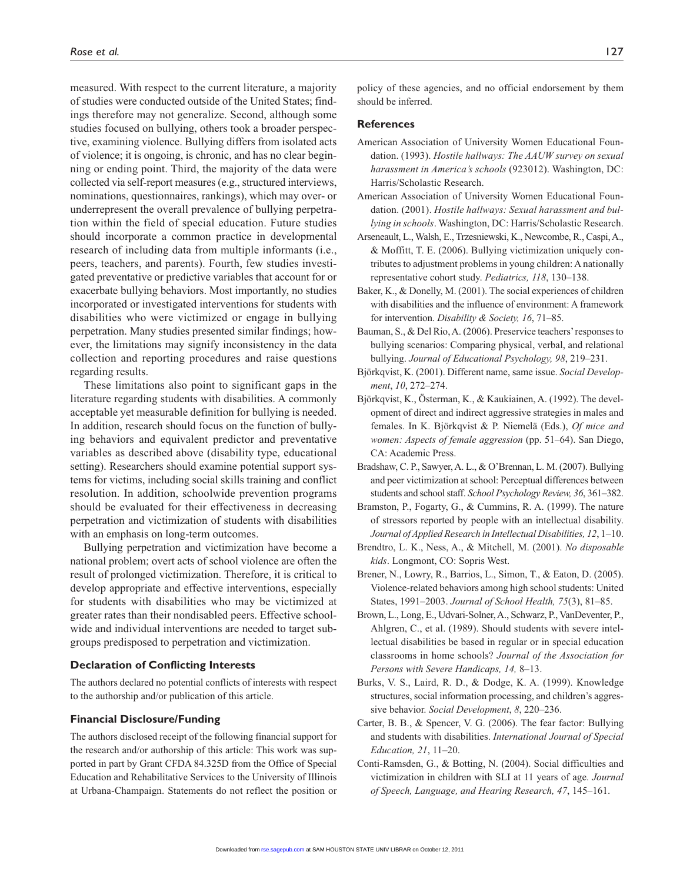measured. With respect to the current literature, a majority of studies were conducted outside of the United States; findings therefore may not generalize. Second, although some studies focused on bullying, others took a broader perspective, examining violence. Bullying differs from isolated acts of violence; it is ongoing, is chronic, and has no clear beginning or ending point. Third, the majority of the data were collected via self-report measures (e.g., structured interviews, nominations, questionnaires, rankings), which may over- or underrepresent the overall prevalence of bullying perpetration within the field of special education. Future studies should incorporate a common practice in developmental research of including data from multiple informants (i.e., peers, teachers, and parents). Fourth, few studies investigated preventative or predictive variables that account for or exacerbate bullying behaviors. Most importantly, no studies incorporated or investigated interventions for students with disabilities who were victimized or engage in bullying perpetration. Many studies presented similar findings; however, the limitations may signify inconsistency in the data collection and reporting procedures and raise questions regarding results.

These limitations also point to significant gaps in the literature regarding students with disabilities. A commonly acceptable yet measurable definition for bullying is needed. In addition, research should focus on the function of bullying behaviors and equivalent predictor and preventative variables as described above (disability type, educational setting). Researchers should examine potential support systems for victims, including social skills training and conflict resolution. In addition, schoolwide prevention programs should be evaluated for their effectiveness in decreasing perpetration and victimization of students with disabilities with an emphasis on long-term outcomes.

Bullying perpetration and victimization have become a national problem; overt acts of school violence are often the result of prolonged victimization. Therefore, it is critical to develop appropriate and effective interventions, especially for students with disabilities who may be victimized at greater rates than their nondisabled peers. Effective schoolwide and individual interventions are needed to target subgroups predisposed to perpetration and victimization.

## Declaration of Conflicting Interests

The authors declared no potential conflicts of interests with respect to the authorship and/or publication of this article.

## Financial Disclosure/Funding

The authors disclosed receipt of the following financial support for the research and/or authorship of this article: This work was supported in part by Grant CFDA 84.325D from the Office of Special Education and Rehabilitative Services to the University of Illinois at Urbana-Champaign. Statements do not reflect the position or policy of these agencies, and no official endorsement by them should be inferred.

## References

American Association of University Women Educational Foundation. (1993). *Hostile hallways: The AAUW survey on sexual harassment in America's schools* (923012). Washington, DC: Harris/Scholastic Research.

American Association of University Women Educational Foundation. (2001). *Hostile hallways: Sexual harassment and bullying in schools*. Washington, DC: Harris/Scholastic Research.

Arseneault, L., Walsh, E., Trzesniewski, K., Newcombe, R., Caspi, A., & Moffitt, T. E. (2006). Bullying victimization uniquely contributes to adjustment problems in young children: A nationally representative cohort study. *Pediatrics, 118*, 130–138.

Baker, K., & Donelly, M. (2001). The social experiences of children with disabilities and the influence of environment: A framework for intervention. *Disability & Society, 16*, 71–85.

Bauman, S., & Del Rio, A. (2006). Preservice teachers' responses to bullying scenarios: Comparing physical, verbal, and relational bullying. *Journal of Educational Psychology, 98*, 219–231.

Björkqvist, K. (2001). Different name, same issue. *Social Development*, *10*, 272–274.

Björkqvist, K., Österman, K., & Kaukiainen, A. (1992). The development of direct and indirect aggressive strategies in males and females. In K. Björkqvist & P. Niemelä (Eds.), *Of mice and women: Aspects of female aggression* (pp. 51–64). San Diego, CA: Academic Press.

Bradshaw, C. P., Sawyer, A. L., & O'Brennan, L. M. (2007). Bullying and peer victimization at school: Perceptual differences between students and school staff. *School Psychology Review, 36*, 361–382.

Bramston, P., Fogarty, G., & Cummins, R. A. (1999). The nature of stressors reported by people with an intellectual disability. *Journal of Applied Research in Intellectual Disabilities, 12*, 1–10.

Brendtro, L. K., Ness, A., & Mitchell, M. (2001). *No disposable kids*. Longmont, CO: Sopris West.

Brener, N., Lowry, R., Barrios, L., Simon, T., & Eaton, D. (2005). Violence-related behaviors among high school students: United States, 1991–2003. *Journal of School Health, 75*(3), 81–85.

Brown, L., Long, E., Udvari-Solner, A., Schwarz, P., VanDeventer, P., Ahlgren, C., et al. (1989). Should students with severe intellectual disabilities be based in regular or in special education classrooms in home schools? *Journal of the Association for Persons with Severe Handicaps, 14,* 8–13.

Burks, V. S., Laird, R. D., & Dodge, K. A. (1999). Knowledge structures, social information processing, and children's aggressive behavior. *Social Development*, *8*, 220–236.

Carter, B. B., & Spencer, V. G. (2006). The fear factor: Bullying and students with disabilities. *International Journal of Special Education, 21*, 11–20.

Conti-Ramsden, G., & Botting, N. (2004). Social difficulties and victimization in children with SLI at 11 years of age. *Journal of Speech, Language, and Hearing Research, 47*, 145–161.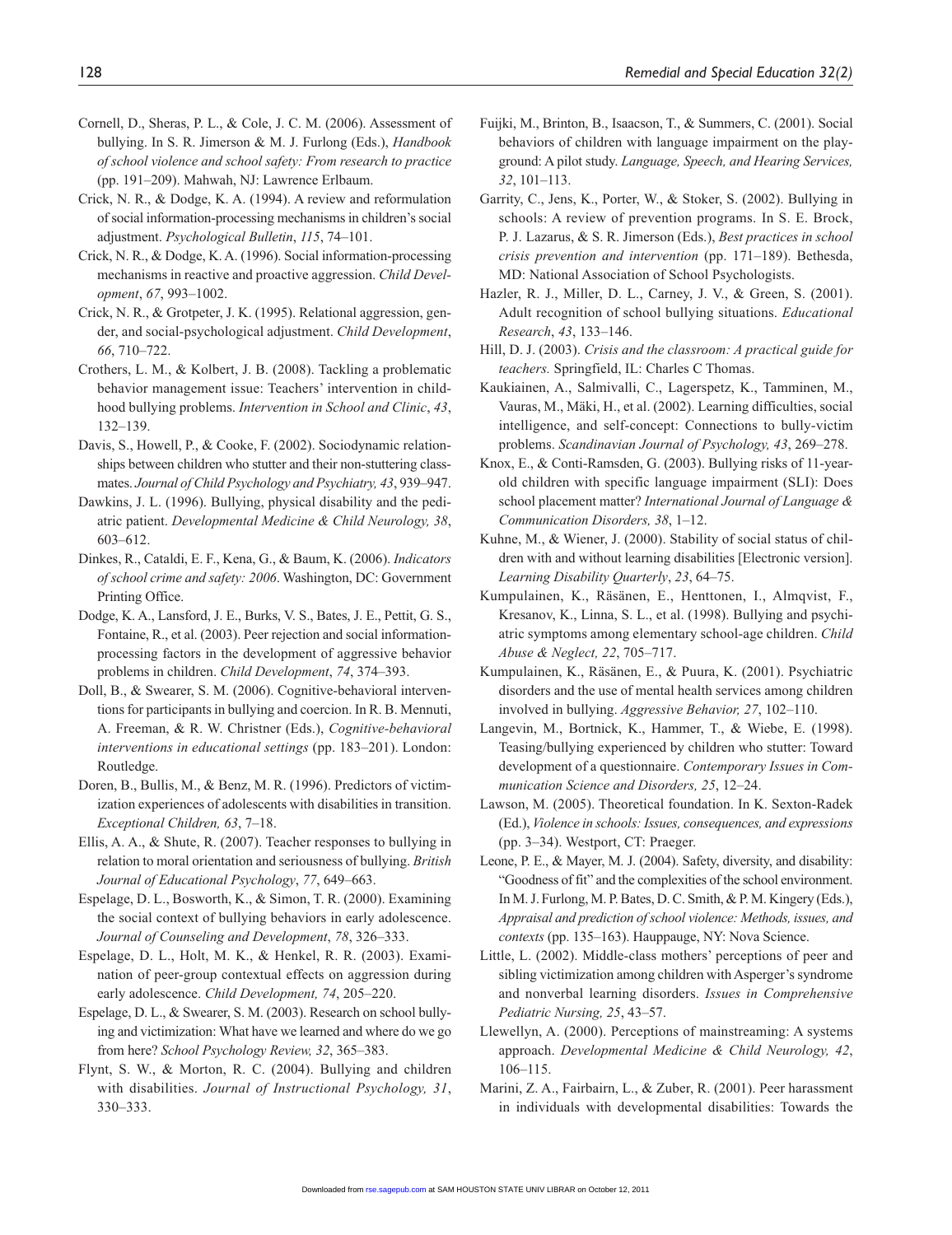Cornell, D., Sheras, P. L., & Cole, J. C. M. (2006). Assessment of bullying. In S. R. Jimerson & M. J. Furlong (Eds.), *Handbook of school violence and school safety: From research to practice* (pp. 191–209). Mahwah, NJ: Lawrence Erlbaum.

Crick, N. R., & Dodge, K. A. (1994). A review and reformulation of social information-processing mechanisms in children's social adjustment. *Psychological Bulletin*, *115*, 74–101.

Crick, N. R., & Dodge, K. A. (1996). Social information-processing mechanisms in reactive and proactive aggression. *Child Development*, *67*, 993–1002.

Crick, N. R., & Grotpeter, J. K. (1995). Relational aggression, gender, and social-psychological adjustment. *Child Development*, *66*, 710–722.

Crothers, L. M., & Kolbert, J. B. (2008). Tackling a problematic behavior management issue: Teachers' intervention in childhood bullying problems. *Intervention in School and Clinic*, *43*, 132–139.

Davis, S., Howell, P., & Cooke, F. (2002). Sociodynamic relationships between children who stutter and their non-stuttering classmates. *Journal of Child Psychology and Psychiatry, 43*, 939–947.

Dawkins, J. L. (1996). Bullying, physical disability and the pediatric patient. *Developmental Medicine & Child Neurology, 38*, 603–612.

Dinkes, R., Cataldi, E. F., Kena, G., & Baum, K. (2006). *Indicators of school crime and safety: 2006*. Washington, DC: Government Printing Office.

Dodge, K. A., Lansford, J. E., Burks, V. S., Bates, J. E., Pettit, G. S., Fontaine, R., et al. (2003). Peer rejection and social information-processing factors in the development of aggressive behavior problems in children. *Child Development*, *74*, 374–393.

Doll, B., & Swearer, S. M. (2006). Cognitive-behavioral interventions for participants in bullying and coercion. In R. B. Mennuti, A. Freeman, & R. W. Christner (Eds.), *Cognitive-behavioral interventions in educational settings* (pp. 183–201). London: Routledge.

Doren, B., Bullis, M., & Benz, M. R. (1996). Predictors of victimization experiences of adolescents with disabilities in transition. *Exceptional Children, 63*, 7–18.

Ellis, A. A., & Shute, R. (2007). Teacher responses to bullying in relation to moral orientation and seriousness of bullying. *British Journal of Educational Psychology*, *77*, 649–663.

Espelage, D. L., Bosworth, K., & Simon, T. R. (2000). Examining the social context of bullying behaviors in early adolescence. *Journal of Counseling and Development*, *78*, 326–333.

Espelage, D. L., Holt, M. K., & Henkel, R. R. (2003). Examination of peer-group contextual effects on aggression during early adolescence. *Child Development, 74*, 205–220.

Espelage, D. L., & Swearer, S. M. (2003). Research on school bullying and victimization: What have we learned and where do we go from here? *School Psychology Review, 32*, 365–383.

Flynt, S. W., & Morton, R. C. (2004). Bullying and children with disabilities. *Journal of Instructional Psychology, 31*, 330–333.

Fuijki, M., Brinton, B., Isaacson, T., & Summers, C. (2001). Social behaviors of children with language impairment on the playground: A pilot study. *Language, Speech, and Hearing Services, 32*, 101–113.

Garrity, C., Jens, K., Porter, W., & Stoker, S. (2002). Bullying in schools: A review of prevention programs. In S. E. Brock, P. J. Lazarus, & S. R. Jimerson (Eds.), *Best practices in school crisis prevention and intervention* (pp. 171–189). Bethesda, MD: National Association of School Psychologists.

Hazler, R. J., Miller, D. L., Carney, J. V., & Green, S. (2001). Adult recognition of school bullying situations. *Educational Research*, *43*, 133–146.

Hill, D. J. (2003). *Crisis and the classroom: A practical guide for teachers.* Springfield, IL: Charles C Thomas.

Kaukiainen, A., Salmivalli, C., Lagerspetz, K., Tamminen, M., Vauras, M., Mäki, H., et al. (2002). Learning difficulties, social intelligence, and self-concept: Connections to bully-victim problems. *Scandinavian Journal of Psychology, 43*, 269–278.

Knox, E., & Conti-Ramsden, G. (2003). Bullying risks of 11-year-old children with specific language impairment (SLI): Does school placement matter? *International Journal of Language & Communication Disorders, 38*, 1–12.

Kuhne, M., & Wiener, J. (2000). Stability of social status of children with and without learning disabilities [Electronic version]. *Learning Disability Quarterly*, *23*, 64–75.

Kumpulainen, K., Räsänen, E., Henttonen, I., Almqvist, F., Kresanov, K., Linna, S. L., et al. (1998). Bullying and psychiatric symptoms among elementary school-age children. *Child Abuse & Neglect, 22*, 705–717.

Kumpulainen, K., Räsänen, E., & Puura, K. (2001). Psychiatric disorders and the use of mental health services among children involved in bullying. *Aggressive Behavior, 27*, 102–110.

Langevin, M., Bortnick, K., Hammer, T., & Wiebe, E. (1998). Teasing/bullying experienced by children who stutter: Toward development of a questionnaire. *Contemporary Issues in Communication Science and Disorders, 25*, 12–24.

Lawson, M. (2005). Theoretical foundation. In K. Sexton-Radek (Ed.), *Violence in schools: Issues, consequences, and expressions* (pp. 3–34). Westport, CT: Praeger.

Leone, P. E., & Mayer, M. J. (2004). Safety, diversity, and disability: "Goodness of fit" and the complexities of the school environment. In M. J. Furlong, M. P. Bates, D. C. Smith, & P. M. Kingery (Eds.), *Appraisal and prediction of school violence: Methods, issues, and contexts* (pp. 135–163). Hauppauge, NY: Nova Science.

Little, L. (2002). Middle-class mothers' perceptions of peer and sibling victimization among children with Asperger's syndrome and nonverbal learning disorders. *Issues in Comprehensive Pediatric Nursing, 25*, 43–57.

Llewellyn, A. (2000). Perceptions of mainstreaming: A systems approach. *Developmental Medicine & Child Neurology, 42*, 106–115.

Marini, Z. A., Fairbairn, L., & Zuber, R. (2001). Peer harassment in individuals with developmental disabilities: Towards the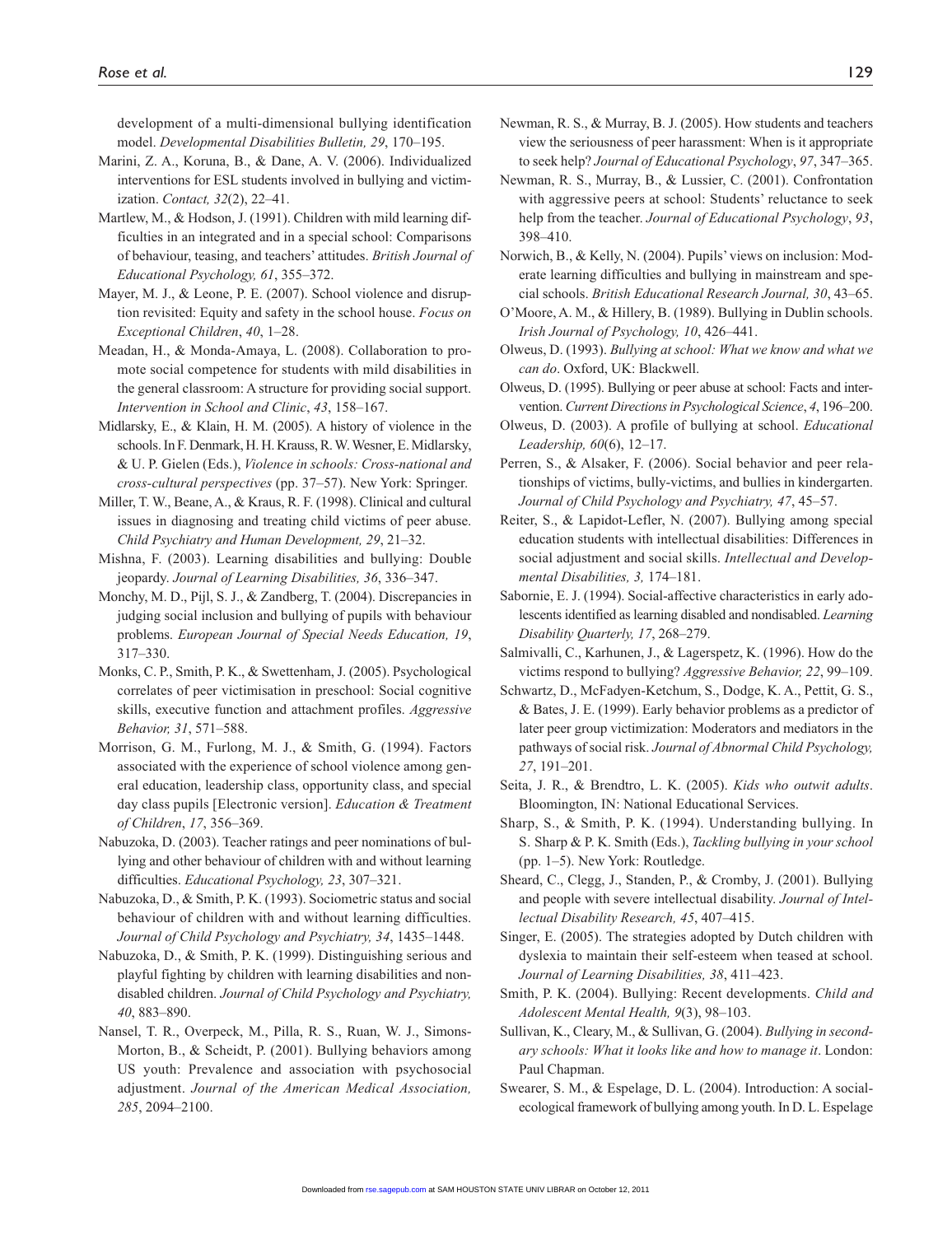development of a multi-dimensional bullying identification model. *Developmental Disabilities Bulletin, 29*, 170–195.

Marini, Z. A., Koruna, B., & Dane, A. V. (2006). Individualized interventions for ESL students involved in bullying and victimization. *Contact, 32*(2), 22–41.

Martlew, M., & Hodson, J. (1991). Children with mild learning difficulties in an integrated and in a special school: Comparisons of behaviour, teasing, and teachers' attitudes. *British Journal of Educational Psychology, 61*, 355–372.

Mayer, M. J., & Leone, P. E. (2007). School violence and disruption revisited: Equity and safety in the school house. *Focus on Exceptional Children*, *40*, 1–28.

Meadan, H., & Monda-Amaya, L. (2008). Collaboration to promote social competence for students with mild disabilities in the general classroom: A structure for providing social support. *Intervention in School and Clinic*, *43*, 158–167.

Midlarsky, E., & Klain, H. M. (2005). A history of violence in the schools. In F. Denmark, H. H. Krauss, R. W. Wesner, E. Midlarsky, & U. P. Gielen (Eds.), *Violence in schools: Cross-national and cross-cultural perspectives* (pp. 37–57). New York: Springer.

Miller, T. W., Beane, A., & Kraus, R. F. (1998). Clinical and cultural issues in diagnosing and treating child victims of peer abuse. *Child Psychiatry and Human Development, 29*, 21–32.

Mishna, F. (2003). Learning disabilities and bullying: Double jeopardy. *Journal of Learning Disabilities, 36*, 336–347.

Monchy, M. D., Pijl, S. J., & Zandberg, T. (2004). Discrepancies in judging social inclusion and bullying of pupils with behaviour problems. *European Journal of Special Needs Education, 19*, 317–330.

Monks, C. P., Smith, P. K., & Swettenham, J. (2005). Psychological correlates of peer victimisation in preschool: Social cognitive skills, executive function and attachment profiles. *Aggressive Behavior, 31*, 571–588.

Morrison, G. M., Furlong, M. J., & Smith, G. (1994). Factors associated with the experience of school violence among general education, leadership class, opportunity class, and special day class pupils [Electronic version]. *Education & Treatment of Children*, *17*, 356–369.

Nabuzoka, D. (2003). Teacher ratings and peer nominations of bullying and other behaviour of children with and without learning difficulties. *Educational Psychology, 23*, 307–321.

Nabuzoka, D., & Smith, P. K. (1993). Sociometric status and social behaviour of children with and without learning difficulties. *Journal of Child Psychology and Psychiatry, 34*, 1435–1448.

Nabuzoka, D., & Smith, P. K. (1999). Distinguishing serious and playful fighting by children with learning disabilities and nondisabled children. *Journal of Child Psychology and Psychiatry, 40*, 883–890.

Nansel, T. R., Overpeck, M., Pilla, R. S., Ruan, W. J., Simons-Morton, B., & Scheidt, P. (2001). Bullying behaviors among US youth: Prevalence and association with psychosocial adjustment. *Journal of the American Medical Association, 285*, 2094–2100.

Newman, R. S., & Murray, B. J. (2005). How students and teachers view the seriousness of peer harassment: When is it appropriate to seek help? *Journal of Educational Psychology*, *97*, 347–365.

Newman, R. S., Murray, B., & Lussier, C. (2001). Confrontation with aggressive peers at school: Students' reluctance to seek help from the teacher. *Journal of Educational Psychology*, *93*, 398–410.

Norwich, B., & Kelly, N. (2004). Pupils' views on inclusion: Moderate learning difficulties and bullying in mainstream and special schools. *British Educational Research Journal, 30*, 43–65.

O'Moore, A. M., & Hillery, B. (1989). Bullying in Dublin schools. *Irish Journal of Psychology, 10*, 426–441.

Olweus, D. (1993). *Bullying at school: What we know and what we can do*. Oxford, UK: Blackwell.

Olweus, D. (1995). Bullying or peer abuse at school: Facts and intervention. *Current Directions in Psychological Science*, *4*, 196–200.

Olweus, D. (2003). A profile of bullying at school. *Educational Leadership, 60*(6), 12–17.

Perren, S., & Alsaker, F. (2006). Social behavior and peer relationships of victims, bully-victims, and bullies in kindergarten. *Journal of Child Psychology and Psychiatry, 47*, 45–57.

Reiter, S., & Lapidot-Lefler, N. (2007). Bullying among special education students with intellectual disabilities: Differences in social adjustment and social skills. *Intellectual and Developmental Disabilities, 3,* 174–181.

Sabornie, E. J. (1994). Social-affective characteristics in early adolescents identified as learning disabled and nondisabled. *Learning Disability Quarterly, 17*, 268–279.

Salmivalli, C., Karhunen, J., & Lagerspetz, K. (1996). How do the victims respond to bullying? *Aggressive Behavior, 22*, 99–109.

Schwartz, D., McFadyen-Ketchum, S., Dodge, K. A., Pettit, G. S., & Bates, J. E. (1999). Early behavior problems as a predictor of later peer group victimization: Moderators and mediators in the pathways of social risk. *Journal of Abnormal Child Psychology, 27*, 191–201.

Seita, J. R., & Brendtro, L. K. (2005). *Kids who outwit adults*. Bloomington, IN: National Educational Services.

Sharp, S., & Smith, P. K. (1994). Understanding bullying. In S. Sharp & P. K. Smith (Eds.), *Tackling bullying in your school* (pp. 1–5). New York: Routledge.

Sheard, C., Clegg, J., Standen, P., & Cromby, J. (2001). Bullying and people with severe intellectual disability. *Journal of Intellectual Disability Research, 45*, 407–415.

Singer, E. (2005). The strategies adopted by Dutch children with dyslexia to maintain their self-esteem when teased at school. *Journal of Learning Disabilities, 38*, 411–423.

Smith, P. K. (2004). Bullying: Recent developments. *Child and Adolescent Mental Health, 9*(3), 98–103.

Sullivan, K., Cleary, M., & Sullivan, G. (2004). *Bullying in secondary schools: What it looks like and how to manage it*. London: Paul Chapman.

Swearer, S. M., & Espelage, D. L. (2004). Introduction: A social-ecological framework of bullying among youth. In D. L. Espelage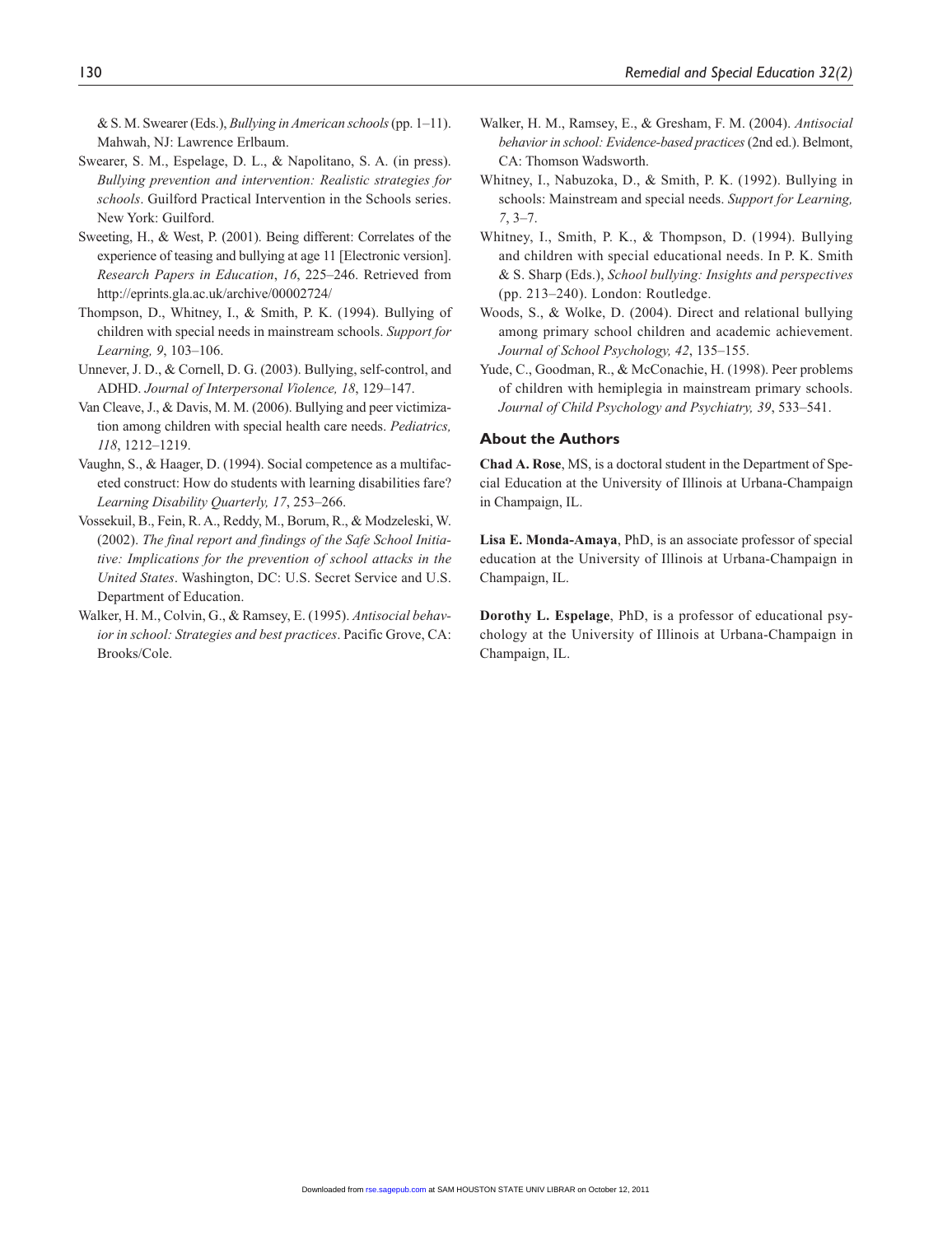& S. M. Swearer (Eds.), *Bullying in American schools* (pp. 1–11). Mahwah, NJ: Lawrence Erlbaum.

Swearer, S. M., Espelage, D. L., & Napolitano, S. A. (in press). *Bullying prevention and intervention: Realistic strategies for schools*. Guilford Practical Intervention in the Schools series. New York: Guilford.

Sweeting, H., & West, P. (2001). Being different: Correlates of the experience of teasing and bullying at age 11 [Electronic version]. *Research Papers in Education*, *16*, 225–246. Retrieved from http://eprints.gla.ac.uk/archive/00002724/

Thompson, D., Whitney, I., & Smith, P. K. (1994). Bullying of children with special needs in mainstream schools. *Support for Learning, 9*, 103–106.

Unnever, J. D., & Cornell, D. G. (2003). Bullying, self-control, and ADHD. *Journal of Interpersonal Violence, 18*, 129–147.

Van Cleave, J., & Davis, M. M. (2006). Bullying and peer victimization among children with special health care needs. *Pediatrics, 118*, 1212–1219.

Vaughn, S., & Haager, D. (1994). Social competence as a multifaceted construct: How do students with learning disabilities fare? *Learning Disability Quarterly, 17*, 253–266.

Vossekuil, B., Fein, R. A., Reddy, M., Borum, R., & Modzeleski, W. (2002). *The final report and findings of the Safe School Initiative: Implications for the prevention of school attacks in the United States*. Washington, DC: U.S. Secret Service and U.S. Department of Education.

Walker, H. M., Colvin, G., & Ramsey, E. (1995). *Antisocial behavior in school: Strategies and best practices*. Pacific Grove, CA: Brooks/Cole.

Walker, H. M., Ramsey, E., & Gresham, F. M. (2004). *Antisocial behavior in school: Evidence-based practices* (2nd ed.). Belmont, CA: Thomson Wadsworth.

Whitney, I., Nabuzoka, D., & Smith, P. K. (1992). Bullying in schools: Mainstream and special needs. *Support for Learning, 7*, 3–7.

Whitney, I., Smith, P. K., & Thompson, D. (1994). Bullying and children with special educational needs. In P. K. Smith & S. Sharp (Eds.), *School bullying: Insights and perspectives* (pp. 213–240). London: Routledge.

Woods, S., & Wolke, D. (2004). Direct and relational bullying among primary school children and academic achievement. *Journal of School Psychology, 42*, 135–155.

Yude, C., Goodman, R., & McConachie, H. (1998). Peer problems of children with hemiplegia in mainstream primary schools. *Journal of Child Psychology and Psychiatry, 39*, 533–541.

## About the Authors

**Chad A. Rose**, MS, is a doctoral student in the Department of Special Education at the University of Illinois at Urbana-Champaign in Champaign, IL.

**Lisa E. Monda-Amaya**, PhD, is an associate professor of special education at the University of Illinois at Urbana-Champaign in Champaign, IL.

**Dorothy L. Espelage**, PhD, is a professor of educational psychology at the University of Illinois at Urbana-Champaign in Champaign, IL.